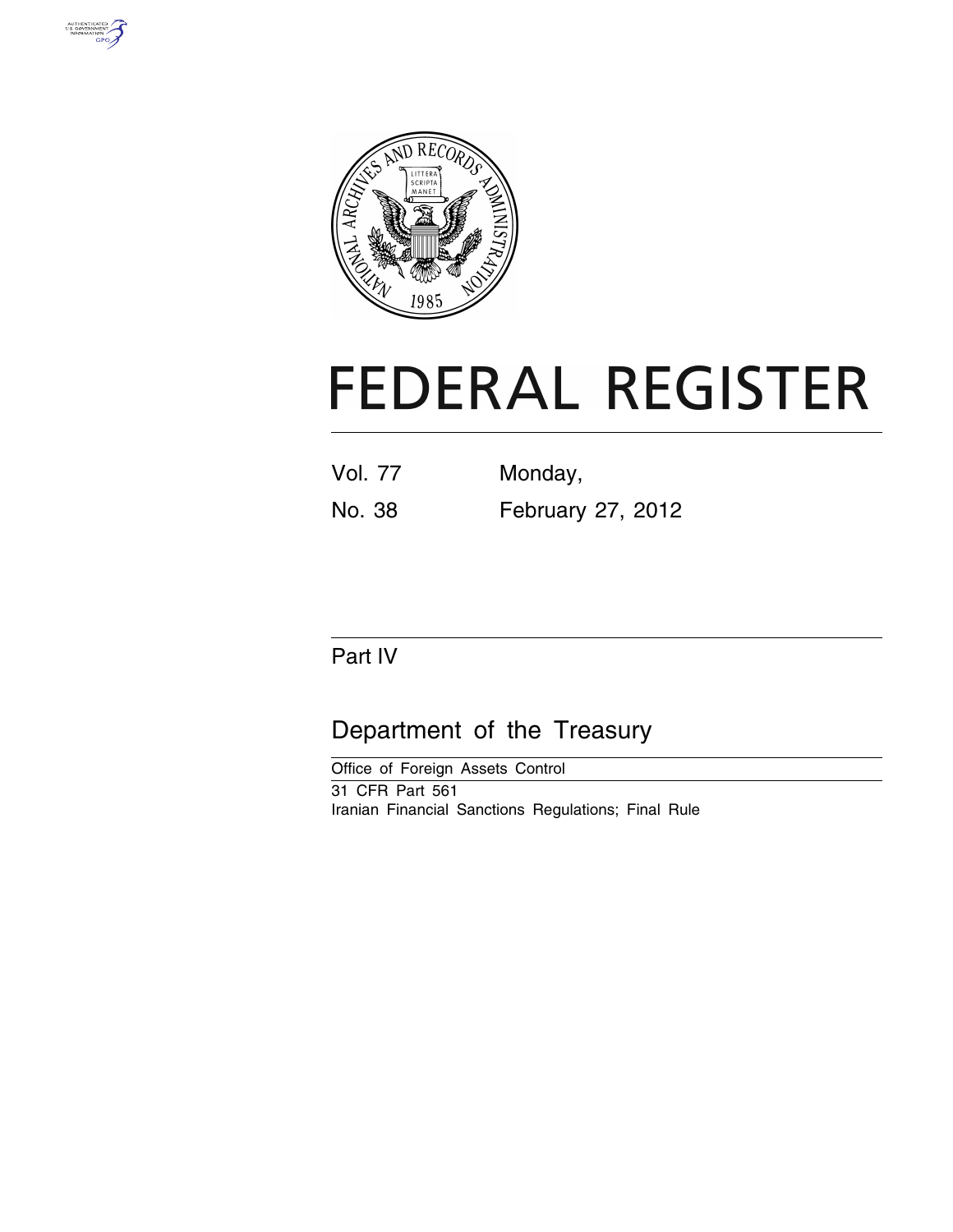# FEDERAL REGISTER

Vol. 77 Monday,

No. 38 February 27, 2012

## Part IV

## Department of the Treasury

Office of Foreign Assets Control

31 CFR Part 561

Iranian Financial Sanctions Regulations; Final Rule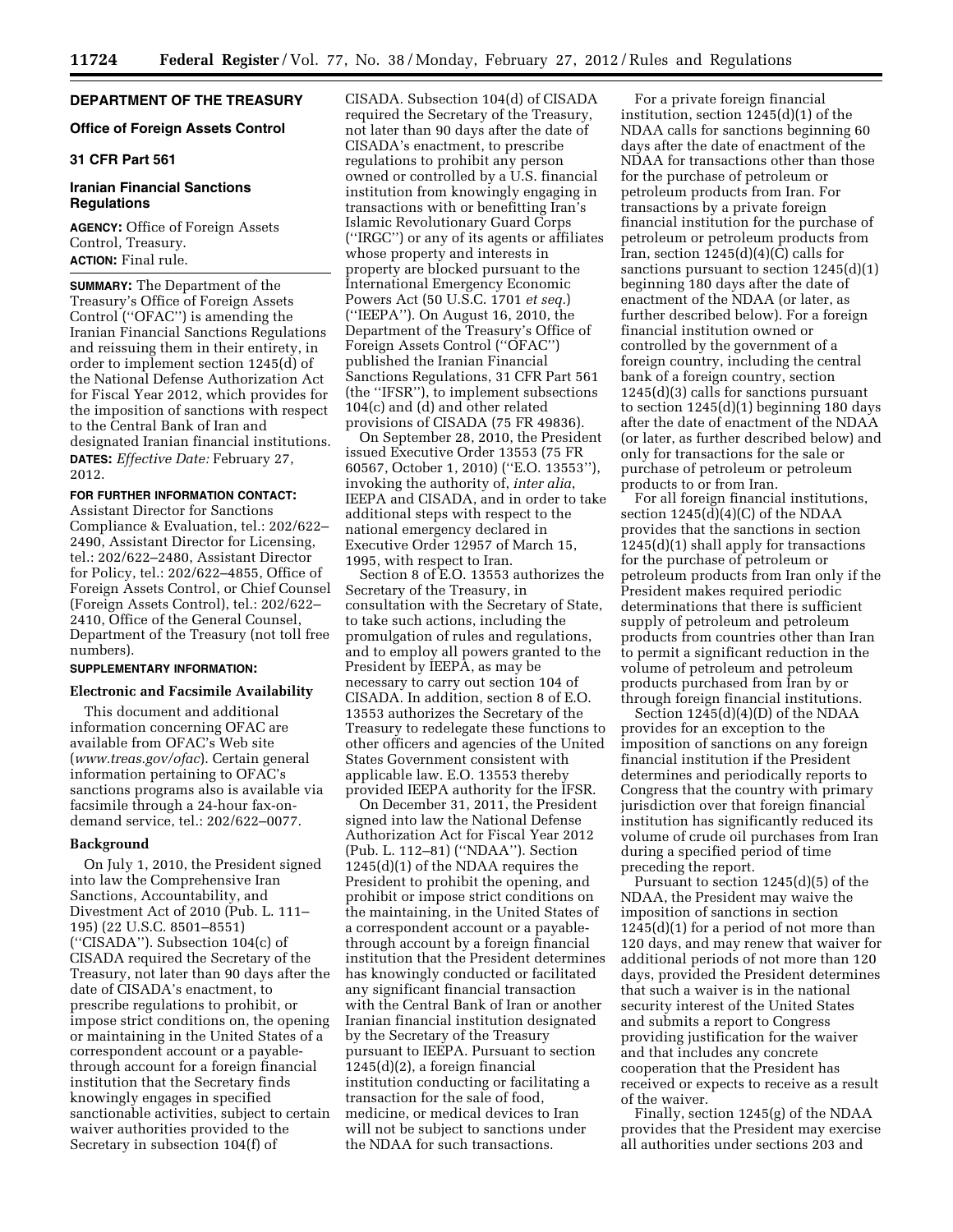## DEPARTMENT OF THE TREASURY

### Office of Foreign Assets Control

### 31 CFR Part 561

### Iranian Financial Sanctions Regulations

**AGENCY:** Office of Foreign Assets Control, Treasury.

**ACTION:** Final rule.

**SUMMARY:** The Department of the Treasury's Office of Foreign Assets Control ("OFAC") is amending the Iranian Financial Sanctions Regulations and reissuing them in their entirety, in order to implement section 1245(d) of the National Defense Authorization Act for Fiscal Year 2012, which provides for the imposition of sanctions with respect to the Central Bank of Iran and designated Iranian financial institutions.

**DATES:** *Effective Date:* February 27, 2012.

**FOR FURTHER INFORMATION CONTACT:** Assistant Director for Sanctions Compliance & Evaluation, tel.: 202/622–2490, Assistant Director for Licensing, tel.: 202/622–2480, Assistant Director for Policy, tel.: 202/622–4855, Office of Foreign Assets Control, or Chief Counsel (Foreign Assets Control), tel.: 202/622–2410, Office of the General Counsel, Department of the Treasury (not toll free numbers).

**SUPPLEMENTARY INFORMATION:**

### Electronic and Facsimile Availability

This document and additional information concerning OFAC are available from OFAC's Web site (*www.treas.gov/ofac*). Certain general information pertaining to OFAC's sanctions programs also is available via facsimile through a 24-hour fax-on-demand service, tel.: 202/622–0077.

### Background

On July 1, 2010, the President signed into law the Comprehensive Iran Sanctions, Accountability, and Divestment Act of 2010 (Pub. L. 111–195) (22 U.S.C. 8501–8551) ("CISADA"). Subsection 104(c) of CISADA required the Secretary of the Treasury, not later than 90 days after the date of CISADA's enactment, to prescribe regulations to prohibit, or impose strict conditions on, the opening or maintaining in the United States of a correspondent account or a payable-through account for a foreign financial institution that the Secretary finds knowingly engages in specified sanctionable activities, subject to certain waiver authorities provided to the Secretary in subsection 104(f) of CISADA. Subsection 104(d) of CISADA required the Secretary of the Treasury, not later than 90 days after the date of CISADA's enactment, to prescribe regulations to prohibit any person owned or controlled by a U.S. financial institution from knowingly engaging in transactions with or benefitting Iran's Islamic Revolutionary Guard Corps ("IRGC") or any of its agents or affiliates whose property and interests in property are blocked pursuant to the International Emergency Economic Powers Act (50 U.S.C. 1701 *et seq.*) ("IEEPA"). On August 16, 2010, the Department of the Treasury's Office of Foreign Assets Control ("OFAC") published the Iranian Financial Sanctions Regulations, 31 CFR Part 561 (the "IFSR"), to implement subsections 104(c) and (d) and other related provisions of CISADA (75 FR 49836).

On September 28, 2010, the President issued Executive Order 13553 (75 FR 60567, October 1, 2010) ("E.O. 13553"), invoking the authority of, *inter alia*, IEEPA and CISADA, and in order to take additional steps with respect to the national emergency declared in Executive Order 12957 of March 15, 1995, with respect to Iran.

Section 8 of E.O. 13553 authorizes the Secretary of the Treasury, in consultation with the Secretary of State, to take such actions, including the promulgation of rules and regulations, and to employ all powers granted to the President by IEEPA, as may be necessary to carry out section 104 of CISADA. In addition, section 8 of E.O. 13553 authorizes the Secretary of the Treasury to redelegate these functions to other officers and agencies of the United States Government consistent with applicable law. E.O. 13553 thereby provided IEEPA authority for the IFSR.

On December 31, 2011, the President signed into law the National Defense Authorization Act for Fiscal Year 2012 (Pub. L. 112–81) ("NDAA"). Section 1245(d)(1) of the NDAA requires the President to prohibit the opening, and prohibit or impose strict conditions on the maintaining, in the United States of a correspondent account or a payable-through account by a foreign financial institution that the President determines has knowingly conducted or facilitated any significant financial transaction with the Central Bank of Iran or another Iranian financial institution designated by the Secretary of the Treasury pursuant to IEEPA. Pursuant to section 1245(d)(2), a foreign financial institution conducting or facilitating a transaction for the sale of food, medicine, or medical devices to Iran will not be subject to sanctions under the NDAA for such transactions.

For a private foreign financial institution, section 1245(d)(1) of the NDAA calls for sanctions beginning 60 days after the date of enactment of the NDAA for transactions other than those for the purchase of petroleum or petroleum products from Iran. For transactions by a private foreign financial institution for the purchase of petroleum or petroleum products from Iran, section 1245(d)(4)(C) calls for sanctions pursuant to section 1245(d)(1) beginning 180 days after the date of enactment of the NDAA (or later, as further described below). For a foreign financial institution owned or controlled by the government of a foreign country, including the central bank of a foreign country, section 1245(d)(3) calls for sanctions pursuant to section 1245(d)(1) beginning 180 days after the date of enactment of the NDAA (or later, as further described below) and only for transactions for the sale or purchase of petroleum or petroleum products to or from Iran.

For all foreign financial institutions, section 1245(d)(4)(C) of the NDAA provides that the sanctions in section 1245(d)(1) shall apply for transactions for the purchase of petroleum or petroleum products from Iran only if the President makes required periodic determinations that there is sufficient supply of petroleum and petroleum products from countries other than Iran to permit a significant reduction in the volume of petroleum and petroleum products purchased from Iran by or through foreign financial institutions.

Section 1245(d)(4)(D) of the NDAA provides for an exception to the imposition of sanctions on any foreign financial institution if the President determines and periodically reports to Congress that the country with primary jurisdiction over that foreign financial institution has significantly reduced its volume of crude oil purchases from Iran during a specified period of time preceding the report.

Pursuant to section 1245(d)(5) of the NDAA, the President may waive the imposition of sanctions in section 1245(d)(1) for a period of not more than 120 days, and may renew that waiver for additional periods of not more than 120 days, provided the President determines that such a waiver is in the national security interest of the United States and submits a report to Congress providing justification for the waiver and that includes any concrete cooperation that the President has received or expects to receive as a result of the waiver.

Finally, section 1245(g) of the NDAA provides that the President may exercise all authorities under sections 203 and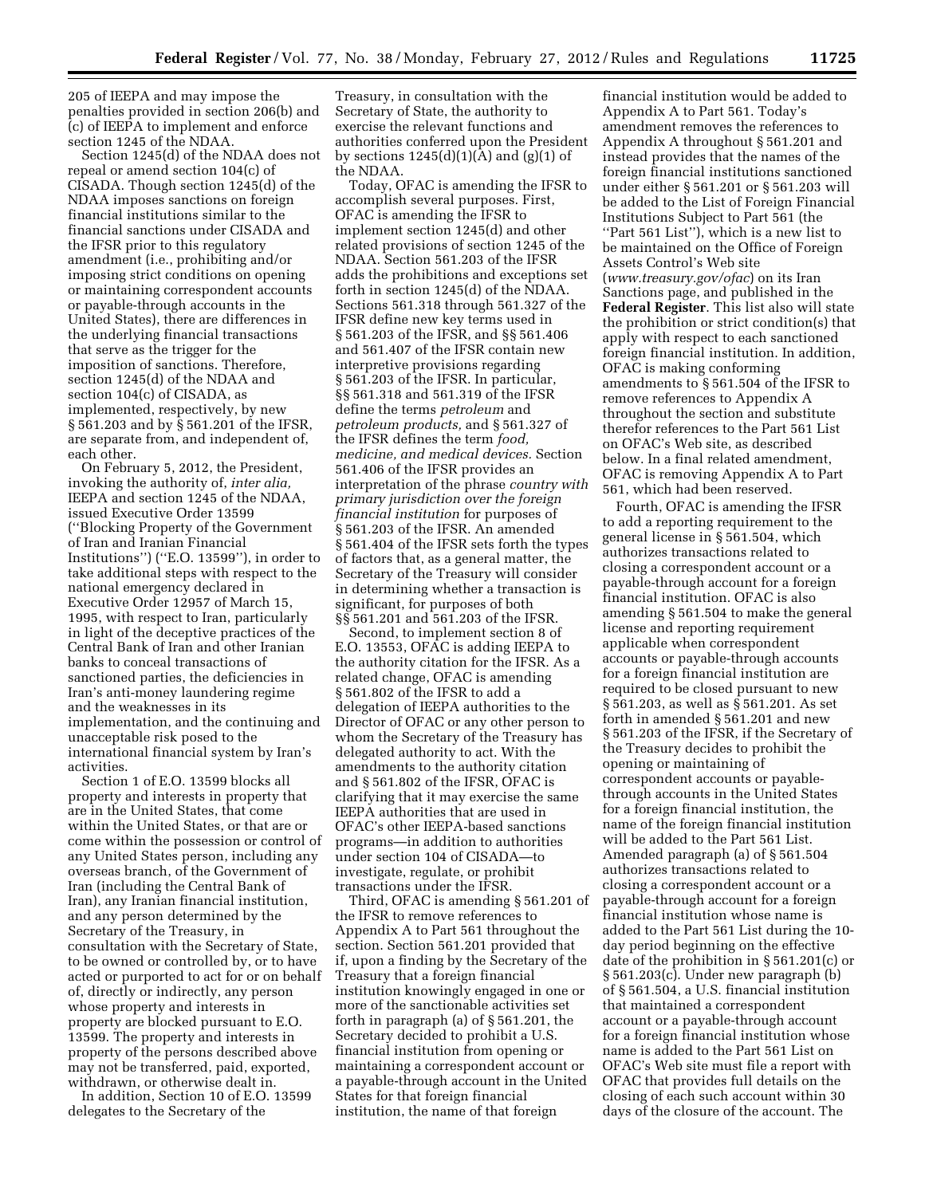205 of IEEPA and may impose the penalties provided in section 206(b) and (c) of IEEPA to implement and enforce section 1245 of the NDAA.

Section 1245(d) of the NDAA does not repeal or amend section 104(c) of CISADA. Though section 1245(d) of the NDAA imposes sanctions on foreign financial institutions similar to the financial sanctions under CISADA and the IFSR prior to this regulatory amendment (i.e., prohibiting and/or imposing strict conditions on opening or maintaining correspondent accounts or payable-through accounts in the United States), there are differences in the underlying financial transactions that serve as the trigger for the imposition of sanctions. Therefore, section 1245(d) of the NDAA and section 104(c) of CISADA, as implemented, respectively, by new § 561.203 and by § 561.201 of the IFSR, are separate from, and independent of, each other.

On February 5, 2012, the President, invoking the authority of, *inter alia,* IEEPA and section 1245 of the NDAA, issued Executive Order 13599 (''Blocking Property of the Government of Iran and Iranian Financial Institutions'') (''E.O. 13599''), in order to take additional steps with respect to the national emergency declared in Executive Order 12957 of March 15, 1995, with respect to Iran, particularly in light of the deceptive practices of the Central Bank of Iran and other Iranian banks to conceal transactions of sanctioned parties, the deficiencies in Iran's anti-money laundering regime and the weaknesses in its implementation, and the continuing and unacceptable risk posed to the international financial system by Iran's activities.

Section 1 of E.O. 13599 blocks all property and interests in property that are in the United States, that come within the United States, or that are or come within the possession or control of any United States person, including any overseas branch, of the Government of Iran (including the Central Bank of Iran), any Iranian financial institution, and any person determined by the Secretary of the Treasury, in consultation with the Secretary of State, to be owned or controlled by, or to have acted or purported to act for or on behalf of, directly or indirectly, any person whose property and interests in property are blocked pursuant to E.O. 13599. The property and interests in property of the persons described above may not be transferred, paid, exported, withdrawn, or otherwise dealt in.

In addition, Section 10 of E.O. 13599 delegates to the Secretary of the Treasury, in consultation with the Secretary of State, the authority to exercise the relevant functions and authorities conferred upon the President by sections 1245(d)(1)(A) and (g)(1) of the NDAA.

Today, OFAC is amending the IFSR to accomplish several purposes. First, OFAC is amending the IFSR to implement section 1245(d) and other related provisions of section 1245 of the NDAA. Section 561.203 of the IFSR adds the prohibitions and exceptions set forth in section 1245(d) of the NDAA. Sections 561.318 through 561.327 of the IFSR define new key terms used in § 561.203 of the IFSR, and §§ 561.406 and 561.407 of the IFSR contain new interpretive provisions regarding § 561.203 of the IFSR. In particular, §§ 561.318 and 561.319 of the IFSR define the terms *petroleum* and *petroleum products,* and § 561.327 of the IFSR defines the term *food, medicine, and medical devices.* Section 561.406 of the IFSR provides an interpretation of the phrase *country with primary jurisdiction over the foreign financial institution* for purposes of § 561.203 of the IFSR. An amended § 561.404 of the IFSR sets forth the types of factors that, as a general matter, the Secretary of the Treasury will consider in determining whether a transaction is significant, for purposes of both §§ 561.201 and 561.203 of the IFSR.

Second, to implement section 8 of E.O. 13553, OFAC is adding IEEPA to the authority citation for the IFSR. As a related change, OFAC is amending § 561.802 of the IFSR to add a delegation of IEEPA authorities to the Director of OFAC or any other person to whom the Secretary of the Treasury has delegated authority to act. With the amendments to the authority citation and § 561.802 of the IFSR, OFAC is clarifying that it may exercise the same IEEPA authorities that are used in OFAC's other IEEPA-based sanctions programs—in addition to authorities under section 104 of CISADA—to investigate, regulate, or prohibit transactions under the IFSR.

Third, OFAC is amending § 561.201 of the IFSR to remove references to Appendix A to Part 561 throughout the section. Section 561.201 provided that if, upon a finding by the Secretary of the Treasury that a foreign financial institution knowingly engaged in one or more of the sanctionable activities set forth in paragraph (a) of § 561.201, the Secretary decided to prohibit a U.S. financial institution from opening or maintaining a correspondent account or a payable-through account in the United States for that foreign financial institution, the name of that foreign financial institution would be added to Appendix A to Part 561. Today's amendment removes the references to Appendix A throughout § 561.201 and instead provides that the names of the foreign financial institutions sanctioned under either § 561.201 or § 561.203 will be added to the List of Foreign Financial Institutions Subject to Part 561 (the ''Part 561 List''), which is a new list to be maintained on the Office of Foreign Assets Control's Web site (*www.treasury.gov/ofac*) on its Iran Sanctions page, and published in the **Federal Register**. This list also will state the prohibition or strict condition(s) that apply with respect to each sanctioned foreign financial institution. In addition, OFAC is making conforming amendments to § 561.504 of the IFSR to remove references to Appendix A throughout the section and substitute therefor references to the Part 561 List on OFAC's Web site, as described below. In a final related amendment, OFAC is removing Appendix A to Part 561, which had been reserved.

Fourth, OFAC is amending the IFSR to add a reporting requirement to the general license in § 561.504, which authorizes transactions related to closing a correspondent account or a payable-through account for a foreign financial institution. OFAC is also amending § 561.504 to make the general license and reporting requirement applicable when correspondent accounts or payable-through accounts for a foreign financial institution are required to be closed pursuant to new § 561.203, as well as § 561.201. As set forth in amended § 561.201 and new § 561.203 of the IFSR, if the Secretary of the Treasury decides to prohibit the opening or maintaining of correspondent accounts or payable-through accounts in the United States for a foreign financial institution, the name of the foreign financial institution will be added to the Part 561 List. Amended paragraph (a) of § 561.504 authorizes transactions related to closing a correspondent account or a payable-through account for a foreign financial institution whose name is added to the Part 561 List during the 10-day period beginning on the effective date of the prohibition in § 561.201(c) or § 561.203(c). Under new paragraph (b) of § 561.504, a U.S. financial institution that maintained a correspondent account or a payable-through account for a foreign financial institution whose name is added to the Part 561 List on OFAC's Web site must file a report with OFAC that provides full details on the closing of each such account within 30 days of the closure of the account. The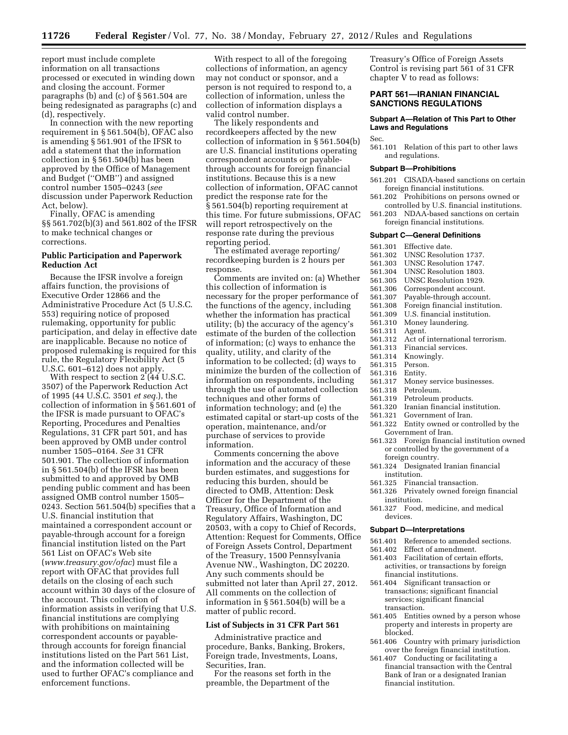report must include complete information on all transactions processed or executed in winding down and closing the account. Former paragraphs (b) and (c) of § 561.504 are being redesignated as paragraphs (c) and (d), respectively.

In connection with the new reporting requirement in § 561.504(b), OFAC also is amending § 561.901 of the IFSR to add a statement that the information collection in § 561.504(b) has been approved by the Office of Management and Budget (''OMB'') and assigned control number 1505–0243 (*see* discussion under Paperwork Reduction Act, below).

Finally, OFAC is amending §§ 561.702(b)(3) and 561.802 of the IFSR to make technical changes or corrections.

### Public Participation and Paperwork Reduction Act

Because the IFSR involve a foreign affairs function, the provisions of Executive Order 12866 and the Administrative Procedure Act (5 U.S.C. 553) requiring notice of proposed rulemaking, opportunity for public participation, and delay in effective date are inapplicable. Because no notice of proposed rulemaking is required for this rule, the Regulatory Flexibility Act (5 U.S.C. 601–612) does not apply.

With respect to section 2 (44 U.S.C. 3507) of the Paperwork Reduction Act of 1995 (44 U.S.C. 3501 *et seq.*), the collection of information in § 561.601 of the IFSR is made pursuant to OFAC's Reporting, Procedures and Penalties Regulations, 31 CFR part 501, and has been approved by OMB under control number 1505–0164. *See* 31 CFR 501.901. The collection of information in § 561.504(b) of the IFSR has been submitted to and approved by OMB pending public comment and has been assigned OMB control number 1505–0243. Section 561.504(b) specifies that a U.S. financial institution that maintained a correspondent account or payable-through account for a foreign financial institution listed on the Part 561 List on OFAC's Web site (*www.treasury.gov/ofac*) must file a report with OFAC that provides full details on the closing of each such account within 30 days of the closure of the account. This collection of information assists in verifying that U.S. financial institutions are complying with prohibitions on maintaining correspondent accounts or payable-through accounts for foreign financial institutions listed on the Part 561 List, and the information collected will be used to further OFAC's compliance and enforcement functions.

With respect to all of the foregoing collections of information, an agency may not conduct or sponsor, and a person is not required to respond to, a collection of information, unless the collection of information displays a valid control number.

The likely respondents and recordkeepers affected by the new collection of information in § 561.504(b) are U.S. financial institutions operating correspondent accounts or payable-through accounts for foreign financial institutions. Because this is a new collection of information, OFAC cannot predict the response rate for the § 561.504(b) reporting requirement at this time. For future submissions, OFAC will report retrospectively on the response rate during the previous reporting period.

The estimated average reporting/recordkeeping burden is 2 hours per response.

Comments are invited on: (a) Whether this collection of information is necessary for the proper performance of the functions of the agency, including whether the information has practical utility; (b) the accuracy of the agency's estimate of the burden of the collection of information; (c) ways to enhance the quality, utility, and clarity of the information to be collected; (d) ways to minimize the burden of the collection of information on respondents, including through the use of automated collection techniques and other forms of information technology; and (e) the estimated capital or start-up costs of the operation, maintenance, and/or purchase of services to provide information.

Comments concerning the above information and the accuracy of these burden estimates, and suggestions for reducing this burden, should be directed to OMB, Attention: Desk Officer for the Department of the Treasury, Office of Information and Regulatory Affairs, Washington, DC 20503, with a copy to Chief of Records, Attention: Request for Comments, Office of Foreign Assets Control, Department of the Treasury, 1500 Pennsylvania Avenue NW., Washington, DC 20220. Any such comments should be submitted not later than April 27, 2012. All comments on the collection of information in § 561.504(b) will be a matter of public record.

### List of Subjects in 31 CFR Part 561

Administrative practice and procedure, Banks, Banking, Brokers, Foreign trade, Investments, Loans, Securities, Iran.

For the reasons set forth in the preamble, the Department of the Treasury's Office of Foreign Assets Control is revising part 561 of 31 CFR chapter V to read as follows:

## PART 561—IRANIAN FINANCIAL SANCTIONS REGULATIONS

#### Subpart A—Relation of This Part to Other Laws and Regulations

Sec.
561.101 Relation of this part to other laws and regulations.

#### Subpart B—Prohibitions

561.201 CISADA-based sanctions on certain foreign financial institutions.
561.202 Prohibitions on persons owned or controlled by U.S. financial institutions.
561.203 NDAA-based sanctions on certain foreign financial institutions.

#### Subpart C—General Definitions

561.301 Effective date.
561.302 UNSC Resolution 1737.
561.303 UNSC Resolution 1747.
561.304 UNSC Resolution 1803.
561.305 UNSC Resolution 1929.
561.306 Correspondent account.
561.307 Payable-through account.
561.308 Foreign financial institution.
561.309 U.S. financial institution.
561.310 Money laundering.
561.311 Agent.
561.312 Act of international terrorism.
561.313 Financial services.
561.314 Knowingly.
561.315 Person.
561.316 Entity.
561.317 Money service businesses.
561.318 Petroleum.
561.319 Petroleum products.
561.320 Iranian financial institution.
561.321 Government of Iran.
561.322 Entity owned or controlled by the Government of Iran.
561.323 Foreign financial institution owned or controlled by the government of a foreign country.
561.324 Designated Iranian financial institution.
561.325 Financial transaction.
561.326 Privately owned foreign financial institution.
561.327 Food, medicine, and medical devices.

#### Subpart D—Interpretations

561.401 Reference to amended sections.
561.402 Effect of amendment.
561.403 Facilitation of certain efforts, activities, or transactions by foreign financial institutions.
561.404 Significant transaction or transactions; significant financial services; significant financial transaction.
561.405 Entities owned by a person whose property and interests in property are blocked.
561.406 Country with primary jurisdiction over the foreign financial institution.
561.407 Conducting or facilitating a financial transaction with the Central Bank of Iran or a designated Iranian financial institution.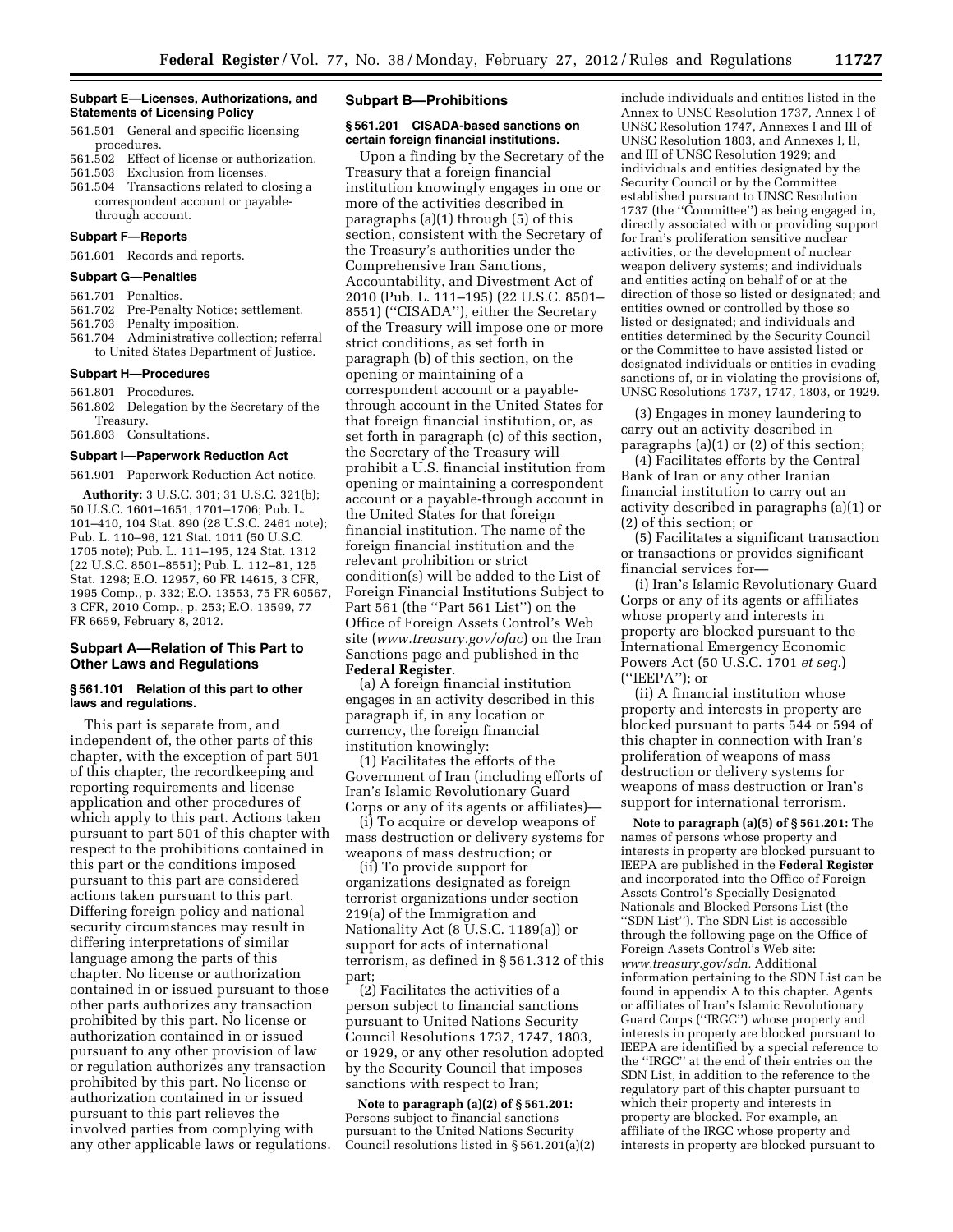#### Subpart E—Licenses, Authorizations, and Statements of Licensing Policy

561.501 General and specific licensing procedures.
561.502 Effect of license or authorization.
561.503 Exclusion from licenses.
561.504 Transactions related to closing a correspondent account or payable-through account.

#### Subpart F—Reports

561.601 Records and reports.

#### Subpart G—Penalties

561.701 Penalties.
561.702 Pre-Penalty Notice; settlement.
561.703 Penalty imposition.
561.704 Administrative collection; referral to United States Department of Justice.

#### Subpart H—Procedures

561.801 Procedures.
561.802 Delegation by the Secretary of the Treasury.
561.803 Consultations.

#### Subpart I—Paperwork Reduction Act

561.901 Paperwork Reduction Act notice.

**Authority:** 3 U.S.C. 301; 31 U.S.C. 321(b); 50 U.S.C. 1601–1651, 1701–1706; Pub. L. 101–410, 104 Stat. 890 (28 U.S.C. 2461 note); Pub. L. 110–96, 121 Stat. 1011 (50 U.S.C. 1705 note); Pub. L. 111–195, 124 Stat. 1312 (22 U.S.C. 8501–8551); Pub. L. 112–81, 125 Stat. 1298; E.O. 12957, 60 FR 14615, 3 CFR, 1995 Comp., p. 332; E.O. 13553, 75 FR 60567, 3 CFR, 2010 Comp., p. 253; E.O. 13599, 77 FR 6659, February 8, 2012.

## Subpart A—Relation of This Part to Other Laws and Regulations

### § 561.101 Relation of this part to other laws and regulations.

This part is separate from, and independent of, the other parts of this chapter, with the exception of part 501 of this chapter, the recordkeeping and reporting requirements and license application and other procedures of which apply to this part. Actions taken pursuant to part 501 of this chapter with respect to the prohibitions contained in this part or the conditions imposed pursuant to this part are considered actions taken pursuant to this part. Differing foreign policy and national security circumstances may result in differing interpretations of similar language among the parts of this chapter. No license or authorization contained in or issued pursuant to those other parts authorizes any transaction prohibited by this part. No license or authorization contained in or issued pursuant to any other provision of law or regulation authorizes any transaction prohibited by this part. No license or authorization contained in or issued pursuant to this part relieves the involved parties from complying with any other applicable laws or regulations.

## Subpart B—Prohibitions

### § 561.201 CISADA-based sanctions on certain foreign financial institutions.

Upon a finding by the Secretary of the Treasury that a foreign financial institution knowingly engages in one or more of the activities described in paragraphs (a)(1) through (5) of this section, consistent with the Secretary of the Treasury's authorities under the Comprehensive Iran Sanctions, Accountability, and Divestment Act of 2010 (Pub. L. 111–195) (22 U.S.C. 8501–8551) (''CISADA''), either the Secretary of the Treasury will impose one or more strict conditions, as set forth in paragraph (b) of this section, on the opening or maintaining of a correspondent account or a payable-through account in the United States for that foreign financial institution, or, as set forth in paragraph (c) of this section, the Secretary of the Treasury will prohibit a U.S. financial institution from opening or maintaining a correspondent account or a payable-through account in the United States for that foreign financial institution. The name of the foreign financial institution and the relevant prohibition or strict condition(s) will be added to the List of Foreign Financial Institutions Subject to Part 561 (the ''Part 561 List'') on the Office of Foreign Assets Control's Web site (*www.treasury.gov/ofac*) on the Iran Sanctions page and published in the **Federal Register**.

(a) A foreign financial institution engages in an activity described in this paragraph if, in any location or currency, the foreign financial institution knowingly:

(1) Facilitates the efforts of the Government of Iran (including efforts of Iran's Islamic Revolutionary Guard Corps or any of its agents or affiliates)—

(i) To acquire or develop weapons of mass destruction or delivery systems for weapons of mass destruction; or

(ii) To provide support for organizations designated as foreign terrorist organizations under section 219(a) of the Immigration and Nationality Act (8 U.S.C. 1189(a)) or support for acts of international terrorism, as defined in § 561.312 of this part;

(2) Facilitates the activities of a person subject to financial sanctions pursuant to United Nations Security Council Resolutions 1737, 1747, 1803, or 1929, or any other resolution adopted by the Security Council that imposes sanctions with respect to Iran;

**Note to paragraph (a)(2) of § 561.201:** Persons subject to financial sanctions pursuant to the United Nations Security Council resolutions listed in § 561.201(a)(2) include individuals and entities listed in the Annex to UNSC Resolution 1737, Annex I of UNSC Resolution 1747, Annexes I and III of UNSC Resolution 1803, and Annexes I, II, and III of UNSC Resolution 1929; and individuals and entities designated by the Security Council or by the Committee established pursuant to UNSC Resolution 1737 (the ''Committee'') as being engaged in, directly associated with or providing support for Iran's proliferation sensitive nuclear activities, or the development of nuclear weapon delivery systems; and individuals and entities acting on behalf of or at the direction of those so listed or designated; and entities owned or controlled by those so listed or designated; and individuals and entities determined by the Security Council or the Committee to have assisted listed or designated individuals or entities in evading sanctions of, or in violating the provisions of, UNSC Resolutions 1737, 1747, 1803, or 1929.

(3) Engages in money laundering to carry out an activity described in paragraphs (a)(1) or (2) of this section;

(4) Facilitates efforts by the Central Bank of Iran or any other Iranian financial institution to carry out an activity described in paragraphs (a)(1) or (2) of this section; or

(5) Facilitates a significant transaction or transactions or provides significant financial services for—

(i) Iran's Islamic Revolutionary Guard Corps or any of its agents or affiliates whose property and interests in property are blocked pursuant to the International Emergency Economic Powers Act (50 U.S.C. 1701 *et seq.*) (''IEEPA''); or

(ii) A financial institution whose property and interests in property are blocked pursuant to parts 544 or 594 of this chapter in connection with Iran's proliferation of weapons of mass destruction or delivery systems for weapons of mass destruction or Iran's support for international terrorism.

**Note to paragraph (a)(5) of § 561.201:** The names of persons whose property and interests in property are blocked pursuant to IEEPA are published in the **Federal Register** and incorporated into the Office of Foreign Assets Control's Specially Designated Nationals and Blocked Persons List (the ''SDN List''). The SDN List is accessible through the following page on the Office of Foreign Assets Control's Web site: *www.treasury.gov/sdn*. Additional information pertaining to the SDN List can be found in appendix A to this chapter. Agents or affiliates of Iran's Islamic Revolutionary Guard Corps (''IRGC'') whose property and interests in property are blocked pursuant to IEEPA are identified by a special reference to the ''IRGC'' at the end of their entries on the SDN List, in addition to the reference to the regulatory part of this chapter pursuant to which their property and interests in property are blocked. For example, an affiliate of the IRGC whose property and interests in property are blocked pursuant to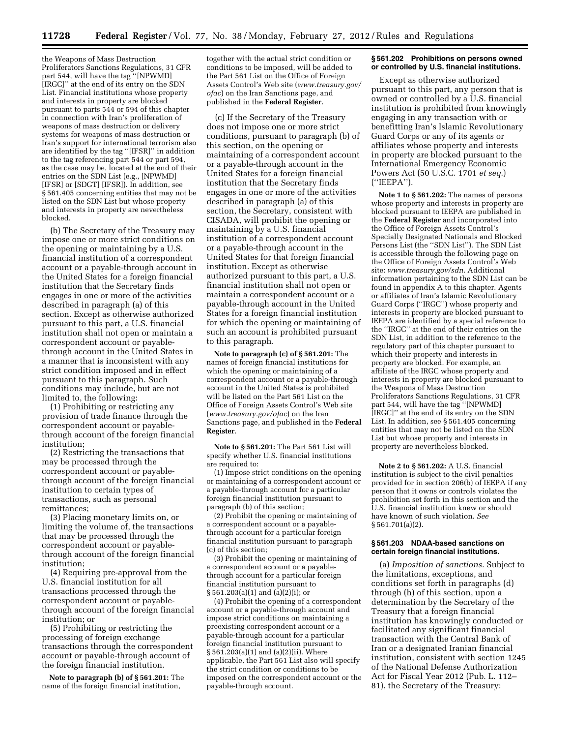the Weapons of Mass Destruction Proliferators Sanctions Regulations, 31 CFR part 544, will have the tag ''[NPWMD] [IRGC]'' at the end of its entry on the SDN List. Financial institutions whose property and interests in property are blocked pursuant to parts 544 or 594 of this chapter in connection with Iran's proliferation of weapons of mass destruction or delivery systems for weapons of mass destruction or Iran's support for international terrorism also are identified by the tag ''[IFSR]'' in addition to the tag referencing part 544 or part 594, as the case may be, located at the end of their entries on the SDN List (e.g., [NPWMD] [IFSR] or [SDGT] [IFSR]). In addition, see § 561.405 concerning entities that may not be listed on the SDN List but whose property and interests in property are nevertheless blocked.

(b) The Secretary of the Treasury may impose one or more strict conditions on the opening or maintaining by a U.S. financial institution of a correspondent account or a payable-through account in the United States for a foreign financial institution that the Secretary finds engages in one or more of the activities described in paragraph (a) of this section. Except as otherwise authorized pursuant to this part, a U.S. financial institution shall not open or maintain a correspondent account or payable-through account in the United States in a manner that is inconsistent with any strict condition imposed and in effect pursuant to this paragraph. Such conditions may include, but are not limited to, the following:

(1) Prohibiting or restricting any provision of trade finance through the correspondent account or payable-through account of the foreign financial institution;

(2) Restricting the transactions that may be processed through the correspondent account or payable-through account of the foreign financial institution to certain types of transactions, such as personal remittances;

(3) Placing monetary limits on, or limiting the volume of, the transactions that may be processed through the correspondent account or payable-through account of the foreign financial institution;

(4) Requiring pre-approval from the U.S. financial institution for all transactions processed through the correspondent account or payable-through account of the foreign financial institution; or

(5) Prohibiting or restricting the processing of foreign exchange transactions through the correspondent account or payable-through account of the foreign financial institution.

**Note to paragraph (b) of § 561.201:** The name of the foreign financial institution, together with the actual strict condition or conditions to be imposed, will be added to the Part 561 List on the Office of Foreign Assets Control's Web site (*www.treasury.gov/ofac*) on the Iran Sanctions page, and published in the **Federal Register**.

(c) If the Secretary of the Treasury does not impose one or more strict conditions, pursuant to paragraph (b) of this section, on the opening or maintaining of a correspondent account or a payable-through account in the United States for a foreign financial institution that the Secretary finds engages in one or more of the activities described in paragraph (a) of this section, the Secretary, consistent with CISADA, will prohibit the opening or maintaining by a U.S. financial institution of a correspondent account or a payable-through account in the United States for that foreign financial institution. Except as otherwise authorized pursuant to this part, a U.S. financial institution shall not open or maintain a correspondent account or a payable-through account in the United States for a foreign financial institution for which the opening or maintaining of such an account is prohibited pursuant to this paragraph.

**Note to paragraph (c) of § 561.201:** The names of foreign financial institutions for which the opening or maintaining of a correspondent account or a payable-through account in the United States is prohibited will be listed on the Part 561 List on the Office of Foreign Assets Control's Web site (*www.treasury.gov/ofac*) on the Iran Sanctions page, and published in the **Federal Register**.

**Note to § 561.201:** The Part 561 List will specify whether U.S. financial institutions are required to:

(1) Impose strict conditions on the opening or maintaining of a correspondent account or a payable-through account for a particular foreign financial institution pursuant to paragraph (b) of this section;

(2) Prohibit the opening or maintaining of a correspondent account or a payable-through account for a particular foreign financial institution pursuant to paragraph (c) of this section;

(3) Prohibit the opening or maintaining of a correspondent account or a payable-through account for a particular foreign financial institution pursuant to § 561.203(a)(1) and (a)(2)(i); or

(4) Prohibit the opening of a correspondent account or a payable-through account and impose strict conditions on maintaining a preexisting correspondent account or a payable-through account for a particular foreign financial institution pursuant to § 561.203(a)(1) and (a)(2)(ii). Where applicable, the Part 561 List also will specify the strict condition or conditions to be imposed on the correspondent account or the payable-through account.

### § 561.202 Prohibitions on persons owned or controlled by U.S. financial institutions.

Except as otherwise authorized pursuant to this part, any person that is owned or controlled by a U.S. financial institution is prohibited from knowingly engaging in any transaction with or benefitting Iran's Islamic Revolutionary Guard Corps or any of its agents or affiliates whose property and interests in property are blocked pursuant to the International Emergency Economic Powers Act (50 U.S.C. 1701 *et seq.*) (''IEEPA'').

**Note 1 to § 561.202:** The names of persons whose property and interests in property are blocked pursuant to IEEPA are published in the **Federal Register** and incorporated into the Office of Foreign Assets Control's Specially Designated Nationals and Blocked Persons List (the ''SDN List''). The SDN List is accessible through the following page on the Office of Foreign Assets Control's Web site: *www.treasury.gov/sdn.* Additional information pertaining to the SDN List can be found in appendix A to this chapter. Agents or affiliates of Iran's Islamic Revolutionary Guard Corps (''IRGC'') whose property and interests in property are blocked pursuant to IEEPA are identified by a special reference to the ''IRGC'' at the end of their entries on the SDN List, in addition to the reference to the regulatory part of this chapter pursuant to which their property and interests in property are blocked. For example, an affiliate of the IRGC whose property and interests in property are blocked pursuant to the Weapons of Mass Destruction Proliferators Sanctions Regulations, 31 CFR part 544, will have the tag ''[NPWMD] [IRGC]'' at the end of its entry on the SDN List. In addition, see § 561.405 concerning entities that may not be listed on the SDN List but whose property and interests in property are nevertheless blocked.

**Note 2 to § 561.202:** A U.S. financial institution is subject to the civil penalties provided for in section 206(b) of IEEPA if any person that it owns or controls violates the prohibition set forth in this section and the U.S. financial institution knew or should have known of such violation. *See* § 561.701(a)(2).

### § 561.203 NDAA-based sanctions on certain foreign financial institutions.

(a) *Imposition of sanctions.* Subject to the limitations, exceptions, and conditions set forth in paragraphs (d) through (h) of this section, upon a determination by the Secretary of the Treasury that a foreign financial institution has knowingly conducted or facilitated any significant financial transaction with the Central Bank of Iran or a designated Iranian financial institution, consistent with section 1245 of the National Defense Authorization Act for Fiscal Year 2012 (Pub. L. 112–81), the Secretary of the Treasury: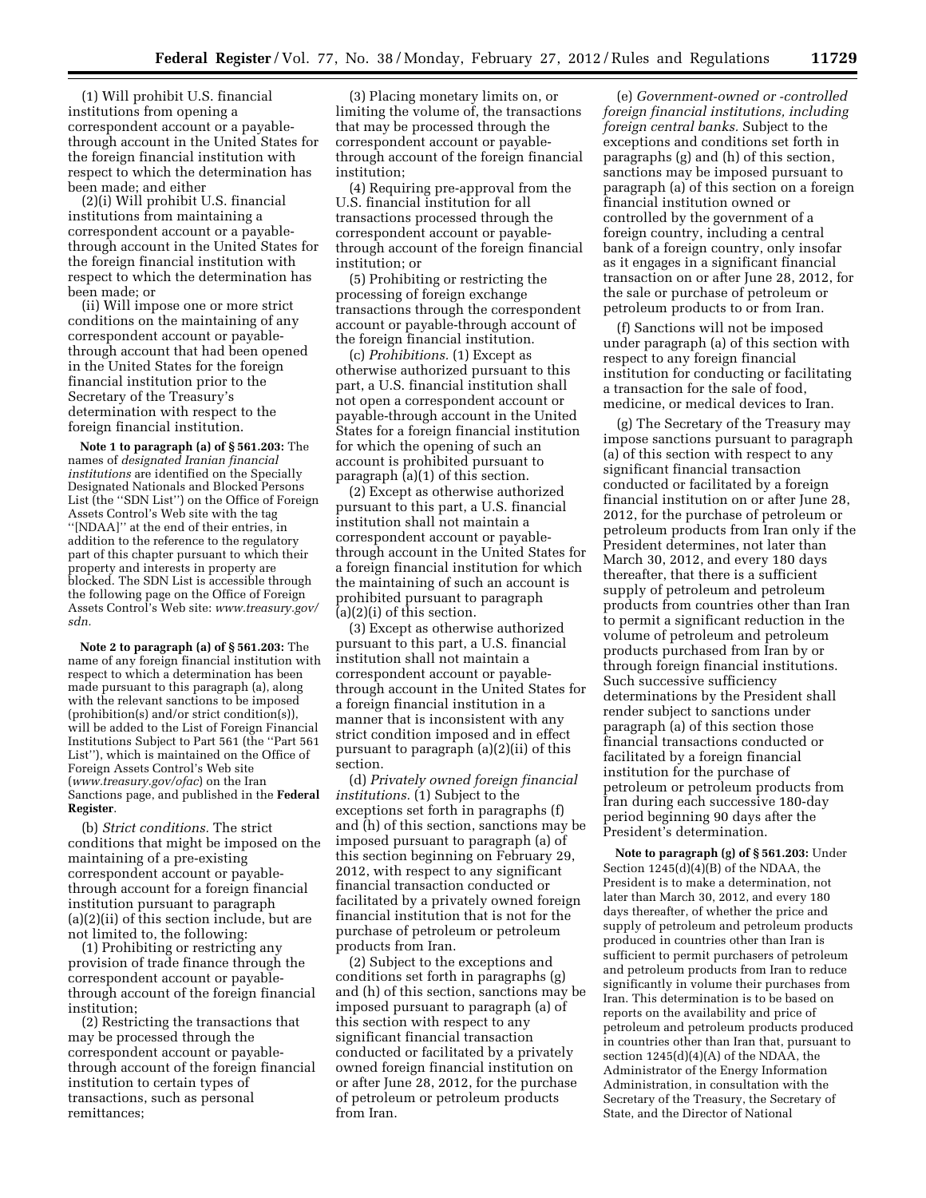(1) Will prohibit U.S. financial institutions from opening a correspondent account or a payable-through account in the United States for the foreign financial institution with respect to which the determination has been made; and either

(2)(i) Will prohibit U.S. financial institutions from maintaining a correspondent account or a payable-through account in the United States for the foreign financial institution with respect to which the determination has been made; or

(ii) Will impose one or more strict conditions on the maintaining of any correspondent account or payable-through account that had been opened in the United States for the foreign financial institution prior to the Secretary of the Treasury's determination with respect to the foreign financial institution.

**Note 1 to paragraph (a) of § 561.203:** The names of *designated Iranian financial institutions* are identified on the Specially Designated Nationals and Blocked Persons List (the ''SDN List'') on the Office of Foreign Assets Control's Web site with the tag ''[NDAA]'' at the end of their entries, in addition to the reference to the regulatory part of this chapter pursuant to which their property and interests in property are blocked. The SDN List is accessible through the following page on the Office of Foreign Assets Control's Web site: *www.treasury.gov/sdn.*

**Note 2 to paragraph (a) of § 561.203:** The name of any foreign financial institution with respect to which a determination has been made pursuant to this paragraph (a), along with the relevant sanctions to be imposed (prohibition(s) and/or strict condition(s)), will be added to the List of Foreign Financial Institutions Subject to Part 561 (the ''Part 561 List''), which is maintained on the Office of Foreign Assets Control's Web site (*www.treasury.gov/ofac*) on the Iran Sanctions page, and published in the **Federal Register**.

(b) *Strict conditions.* The strict conditions that might be imposed on the maintaining of a pre-existing correspondent account or a payable-through account for a foreign financial institution pursuant to paragraph (a)(2)(ii) of this section include, but are not limited to, the following:

(1) Prohibiting or restricting any provision of trade finance through the correspondent account or payable-through account of the foreign financial institution;

(2) Restricting the transactions that may be processed through the correspondent account or payable-through account of the foreign financial institution to certain types of transactions, such as personal remittances;

(3) Placing monetary limits on, or limiting the volume of, the transactions that may be processed through the correspondent account or payable-through account of the foreign financial institution;

(4) Requiring pre-approval from the U.S. financial institution for all transactions processed through the correspondent account or payable-through account of the foreign financial institution; or

(5) Prohibiting or restricting the processing of foreign exchange transactions through the correspondent account or payable-through account of the foreign financial institution.

(c) *Prohibitions.* (1) Except as otherwise authorized pursuant to this part, a U.S. financial institution shall not open a correspondent account or payable-through account in the United States for a foreign financial institution for which the opening of such an account is prohibited pursuant to paragraph (a)(1) of this section.

(2) Except as otherwise authorized pursuant to this part, a U.S. financial institution shall not maintain a correspondent account or payable-through account in the United States for a foreign financial institution for which the maintaining of such an account is prohibited pursuant to paragraph (a)(2)(i) of this section.

(3) Except as otherwise authorized pursuant to this part, a U.S. financial institution shall not maintain a correspondent account or a payable-through account in the United States for a foreign financial institution in a manner that is inconsistent with any strict condition imposed and in effect pursuant to paragraph (a)(2)(ii) of this section.

(d) *Privately owned foreign financial institutions.* (1) Subject to the exceptions set forth in paragraphs (f) and (h) of this section, sanctions may be imposed pursuant to paragraph (a) of this section beginning on February 29, 2012, with respect to any significant financial transaction conducted or facilitated by a privately owned foreign financial institution that is not for the purchase of petroleum or petroleum products from Iran.

(2) Subject to the exceptions and conditions set forth in paragraphs (g) and (h) of this section, sanctions may be imposed pursuant to paragraph (a) of this section with respect to any significant financial transaction conducted or facilitated by a privately owned foreign financial institution on or after June 28, 2012, for the purchase of petroleum or petroleum products from Iran.

(e) *Government-owned or -controlled foreign financial institutions, including foreign central banks.* Subject to the exceptions and conditions set forth in paragraphs (g) and (h) of this section, sanctions may be imposed pursuant to paragraph (a) of this section on a foreign financial institution owned or controlled by the government of a foreign country, including a central bank of a foreign country, only insofar as it engages in a significant financial transaction on or after June 28, 2012, for the sale or purchase of petroleum or petroleum products to or from Iran.

(f) Sanctions will not be imposed under paragraph (a) of this section with respect to any foreign financial institution for conducting or facilitating a transaction for the sale of food, medicine, or medical devices to Iran.

(g) The Secretary of the Treasury may impose sanctions pursuant to paragraph (a) of this section with respect to any significant financial transaction conducted or facilitated by a foreign financial institution on or after June 28, 2012, for the purchase of petroleum or petroleum products from Iran only if the President determines, not later than March 30, 2012, and every 180 days thereafter, that there is a sufficient supply of petroleum and petroleum products from countries other than Iran to permit a significant reduction in the volume of petroleum and petroleum products purchased from Iran by or through foreign financial institutions. Such successive sufficiency determinations by the President shall render subject to sanctions under paragraph (a) of this section those financial transactions conducted or facilitated by a foreign financial institution for the purchase of petroleum or petroleum products from Iran during each successive 180-day period beginning 90 days after the President's determination.

**Note to paragraph (g) of § 561.203:** Under Section 1245(d)(4)(B) of the NDAA, the President is to make a determination, not later than March 30, 2012, and every 180 days thereafter, of whether the price and supply of petroleum and petroleum products produced in countries other than Iran is sufficient to permit purchasers of petroleum and petroleum products from Iran to reduce significantly in volume their purchases from Iran. This determination is to be based on reports on the availability and price of petroleum and petroleum products produced in countries other than Iran that, pursuant to section 1245(d)(4)(A) of the NDAA, the Administrator of the Energy Information Administration, in consultation with the Secretary of the Treasury, the Secretary of State, and the Director of National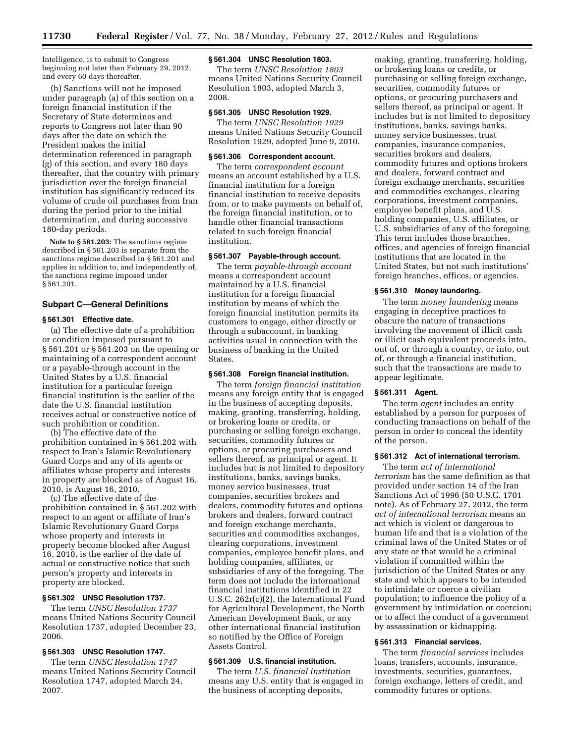Intelligence, is to submit to Congress beginning not later than February 29, 2012, and every 60 days thereafter.

(h) Sanctions will not be imposed under paragraph (a) of this section on a foreign financial institution if the Secretary of State determines and reports to Congress not later than 90 days after the date on which the President makes the initial determination referenced in paragraph (g) of this section, and every 180 days thereafter, that the country with primary jurisdiction over the foreign financial institution has significantly reduced its volume of crude oil purchases from Iran during the period prior to the initial determination, and during successive 180-day periods.

**Note to § 561.203:** The sanctions regime described in § 561.203 is separate from the sanctions regime described in § 561.201 and applies in addition to, and independently of, the sanctions regime imposed under § 561.201.

### Subpart C—General Definitions

#### § 561.301 Effective date.

(a) The effective date of a prohibition or condition imposed pursuant to § 561.201 or § 561.203 on the opening or maintaining of a correspondent account or a payable-through account in the United States by a U.S. financial institution for a particular foreign financial institution is the earlier of the date the U.S. financial institution receives actual or constructive notice of such prohibition or condition.

(b) The effective date of the prohibition contained in § 561.202 with respect to Iran's Islamic Revolutionary Guard Corps and any of its agents or affiliates whose property and interests in property are blocked as of August 16, 2010, is August 16, 2010.

(c) The effective date of the prohibition contained in § 561.202 with respect to an agent or affiliate of Iran's Islamic Revolutionary Guard Corps whose property and interests in property become blocked after August 16, 2010, is the earlier of the date of actual or constructive notice that such person's property and interests in property are blocked.

#### § 561.302 UNSC Resolution 1737.

The term *UNSC Resolution 1737* means United Nations Security Council Resolution 1737, adopted December 23, 2006.

#### § 561.303 UNSC Resolution 1747.

The term *UNSC Resolution 1747* means United Nations Security Council Resolution 1747, adopted March 24, 2007.

#### § 561.304 UNSC Resolution 1803.

The term *UNSC Resolution 1803* means United Nations Security Council Resolution 1803, adopted March 3, 2008.

#### § 561.305 UNSC Resolution 1929.

The term *UNSC Resolution 1929* means United Nations Security Council Resolution 1929, adopted June 9, 2010.

#### § 561.306 Correspondent account.

The term *correspondent account* means an account established by a U.S. financial institution for a foreign financial institution to receive deposits from, or to make payments on behalf of, the foreign financial institution, or to handle other financial transactions related to such foreign financial institution.

#### § 561.307 Payable-through account.

The term *payable-through account* means a correspondent account maintained by a U.S. financial institution for a foreign financial institution by means of which the foreign financial institution permits its customers to engage, either directly or through a subaccount, in banking activities usual in connection with the business of banking in the United States.

#### § 561.308 Foreign financial institution.

The term *foreign financial institution* means any foreign entity that is engaged in the business of accepting deposits, making, granting, transferring, holding, or brokering loans or credits, or purchasing or selling foreign exchange, securities, commodity futures or options, or procuring purchasers and sellers thereof, as principal or agent. It includes but is not limited to depository institutions, banks, savings banks, money service businesses, trust companies, securities brokers and dealers, commodity futures and options brokers and dealers, forward contract and foreign exchange merchants, securities and commodities exchanges, clearing corporations, investment companies, employee benefit plans, and holding companies, affiliates, or subsidiaries of any of the foregoing. The term does not include the international financial institutions identified in 22 U.S.C. 262r(c)(2), the International Fund for Agricultural Development, the North American Development Bank, or any other international financial institution so notified by the Office of Foreign Assets Control.

#### § 561.309 U.S. financial institution.

The term *U.S. financial institution* means any U.S. entity that is engaged in the business of accepting deposits, making, granting, transferring, holding, or brokering loans or credits, or purchasing or selling foreign exchange, securities, commodity futures or options, or procuring purchasers and sellers thereof, as principal or agent. It includes but is not limited to depository institutions, banks, savings banks, money service businesses, trust companies, insurance companies, securities brokers and dealers, commodity futures and options brokers and dealers, forward contract and foreign exchange merchants, securities and commodities exchanges, clearing corporations, investment companies, employee benefit plans, and U.S. holding companies, U.S. affiliates, or U.S. subsidiaries of any of the foregoing. This term includes those branches, offices, and agencies of foreign financial institutions that are located in the United States, but not such institutions' foreign branches, offices, or agencies.

#### § 561.310 Money laundering.

The term *money laundering* means engaging in deceptive practices to obscure the nature of transactions involving the movement of illicit cash or illicit cash equivalent proceeds into, out of, or through a country, or into, out of, or through a financial institution, such that the transactions are made to appear legitimate.

#### § 561.311 Agent.

The term *agent* includes an entity established by a person for purposes of conducting transactions on behalf of the person in order to conceal the identity of the person.

#### § 561.312 Act of international terrorism.

The term *act of international terrorism* has the same definition as that provided under section 14 of the Iran Sanctions Act of 1996 (50 U.S.C. 1701 note). As of February 27, 2012, the term *act of international terrorism* means an act which is violent or dangerous to human life and that is a violation of the criminal laws of the United States or of any state or that would be a criminal violation if committed within the jurisdiction of the United States or any state and which appears to be intended to intimidate or coerce a civilian population; to influence the policy of a government by intimidation or coercion; or to affect the conduct of a government by assassination or kidnapping.

#### § 561.313 Financial services.

The term *financial services* includes loans, transfers, accounts, insurance, investments, securities, guarantees, foreign exchange, letters of credit, and commodity futures or options.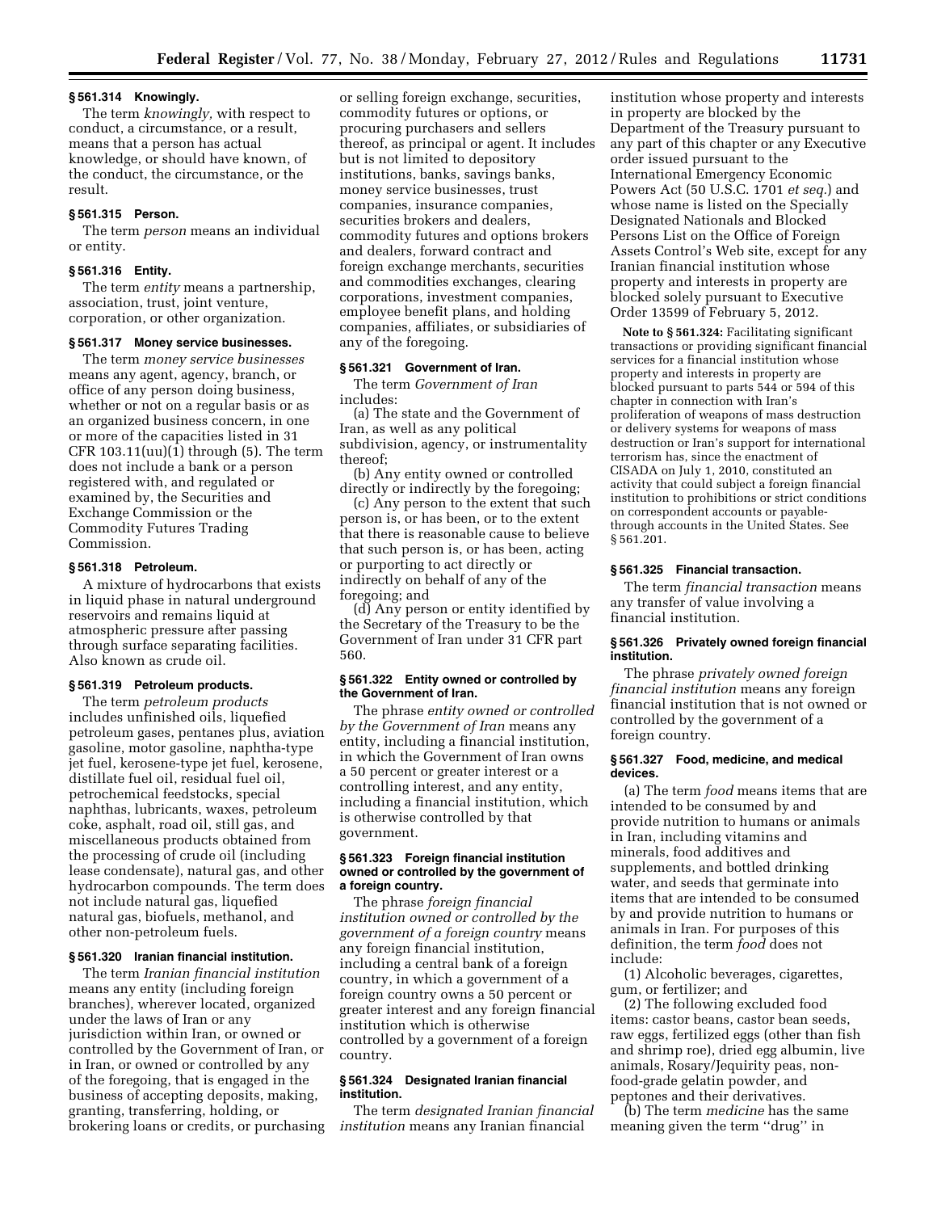### § 561.314 Knowingly.

The term *knowingly,* with respect to conduct, a circumstance, or a result, means that a person has actual knowledge, or should have known, of the conduct, the circumstance, or the result.

### § 561.315 Person.

The term *person* means an individual or entity.

### § 561.316 Entity.

The term *entity* means a partnership, association, trust, joint venture, corporation, or other organization.

### § 561.317 Money service businesses.

The term *money service businesses* means any agent, agency, branch, or office of any person doing business, whether or not on a regular basis or as an organized business concern, in one or more of the capacities listed in 31 CFR 103.11(uu)(1) through (5). The term does not include a bank or a person registered with, and regulated or examined by, the Securities and Exchange Commission or the Commodity Futures Trading Commission.

### § 561.318 Petroleum.

A mixture of hydrocarbons that exists in liquid phase in natural underground reservoirs and remains liquid at atmospheric pressure after passing through surface separating facilities. Also known as crude oil.

### § 561.319 Petroleum products.

The term *petroleum products* includes unfinished oils, liquefied petroleum gases, pentanes plus, aviation gasoline, motor gasoline, naphtha-type jet fuel, kerosene-type jet fuel, kerosene, distillate fuel oil, residual fuel oil, petrochemical feedstocks, special naphthas, lubricants, waxes, petroleum coke, asphalt, road oil, still gas, and miscellaneous products obtained from the processing of crude oil (including lease condensate), natural gas, and other hydrocarbon compounds. The term does not include natural gas, liquefied natural gas, biofuels, methanol, and other non-petroleum fuels.

### § 561.320 Iranian financial institution.

The term *Iranian financial institution* means any entity (including foreign branches), wherever located, organized under the laws of Iran or any jurisdiction within Iran, or owned or controlled by the Government of Iran, or in Iran, or owned or controlled by any of the foregoing, that is engaged in the business of accepting deposits, making, granting, transferring, holding, or brokering loans or credits, or purchasing or selling foreign exchange, securities, commodity futures or options, or procuring purchasers and sellers thereof, as principal or agent. It includes but is not limited to depository institutions, banks, savings banks, money service businesses, trust companies, insurance companies, securities brokers and dealers, commodity futures and options brokers and dealers, forward contract and foreign exchange merchants, securities and commodities exchanges, clearing corporations, investment companies, employee benefit plans, and holding companies, affiliates, or subsidiaries of any of the foregoing.

### § 561.321 Government of Iran.

The term *Government of Iran* includes:

(a) The state and the Government of Iran, as well as any political subdivision, agency, or instrumentality thereof;

(b) Any entity owned or controlled directly or indirectly by the foregoing;

(c) Any person to the extent that such person is, or has been, or to the extent that there is reasonable cause to believe that such person is, or has been, acting or purporting to act directly or indirectly on behalf of any of the foregoing; and

(d) Any person or entity identified by the Secretary of the Treasury to be the Government of Iran under 31 CFR part 560.

### § 561.322 Entity owned or controlled by the Government of Iran.

The phrase *entity owned or controlled by the Government of Iran* means any entity, including a financial institution, in which the Government of Iran owns a 50 percent or greater interest or a controlling interest, and any entity, including a financial institution, which is otherwise controlled by that government.

### § 561.323 Foreign financial institution owned or controlled by the government of a foreign country.

The phrase *foreign financial institution owned or controlled by the government of a foreign country* means any foreign financial institution, including a central bank of a foreign country, in which a government of a foreign country owns a 50 percent or greater interest and any foreign financial institution which is otherwise controlled by a government of a foreign country.

### § 561.324 Designated Iranian financial institution.

The term *designated Iranian financial institution* means any Iranian financial institution whose property and interests in property are blocked by the Department of the Treasury pursuant to any part of this chapter or any Executive order issued pursuant to the International Emergency Economic Powers Act (50 U.S.C. 1701 *et seq.*) and whose name is listed on the Specially Designated Nationals and Blocked Persons List on the Office of Foreign Assets Control's Web site, except for any Iranian financial institution whose property and interests in property are blocked solely pursuant to Executive Order 13599 of February 5, 2012.

**Note to § 561.324:** Facilitating significant transactions or providing significant financial services for a financial institution whose property and interests in property are blocked pursuant to parts 544 or 594 of this chapter in connection with Iran's proliferation of weapons of mass destruction or delivery systems for weapons of mass destruction or Iran's support for international terrorism has, since the enactment of CISADA on July 1, 2010, constituted an activity that could subject a foreign financial institution to prohibitions or strict conditions on correspondent accounts or payable-through accounts in the United States. See § 561.201.

### § 561.325 Financial transaction.

The term *financial transaction* means any transfer of value involving a financial institution.

### § 561.326 Privately owned foreign financial institution.

The phrase *privately owned foreign financial institution* means any foreign financial institution that is not owned or controlled by the government of a foreign country.

### § 561.327 Food, medicine, and medical devices.

(a) The term *food* means items that are intended to be consumed by and provide nutrition to humans or animals in Iran, including vitamins and minerals, food additives and supplements, and bottled drinking water, and seeds that germinate into items that are intended to be consumed by and provide nutrition to humans or animals in Iran. For purposes of this definition, the term *food* does not include:

(1) Alcoholic beverages, cigarettes, gum, or fertilizer; and

(2) The following excluded food items: castor beans, castor bean seeds, raw eggs, fertilized eggs (other than fish and shrimp roe), dried egg albumin, live animals, Rosary/Jequirity peas, non-food-grade gelatin powder, and peptones and their derivatives.

(b) The term *medicine* has the same meaning given the term "drug" in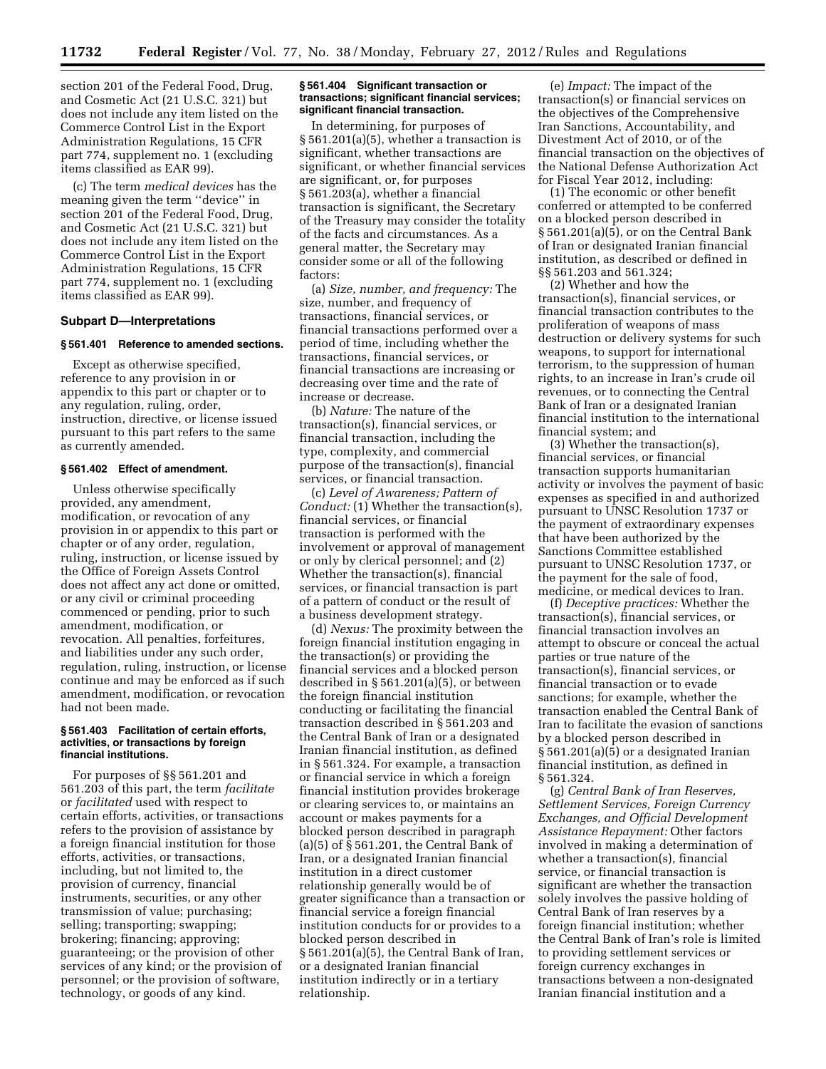section 201 of the Federal Food, Drug, and Cosmetic Act (21 U.S.C. 321) but does not include any item listed on the Commerce Control List in the Export Administration Regulations, 15 CFR part 774, supplement no. 1 (excluding items classified as EAR 99).

(c) The term *medical devices* has the meaning given the term ''device'' in section 201 of the Federal Food, Drug, and Cosmetic Act (21 U.S.C. 321) but does not include any item listed on the Commerce Control List in the Export Administration Regulations, 15 CFR part 774, supplement no. 1 (excluding items classified as EAR 99).

### Subpart D—Interpretations

#### § 561.401 Reference to amended sections.

Except as otherwise specified, reference to any provision in or appendix to this part or chapter or to any regulation, ruling, order, instruction, directive, or license issued pursuant to this part refers to the same as currently amended.

#### § 561.402 Effect of amendment.

Unless otherwise specifically provided, any amendment, modification, or revocation of any provision in or appendix to this part or chapter or of any order, regulation, ruling, instruction, or license issued by the Office of Foreign Assets Control does not affect any act done or omitted, or any civil or criminal proceeding commenced or pending, prior to such amendment, modification, or revocation. All penalties, forfeitures, and liabilities under any such order, regulation, ruling, instruction, or license continue and may be enforced as if such amendment, modification, or revocation had not been made.

#### § 561.403 Facilitation of certain efforts, activities, or transactions by foreign financial institutions.

For purposes of §§ 561.201 and 561.203 of this part, the term *facilitate* or *facilitated* used with respect to certain efforts, activities, or transactions refers to the provision of assistance by a foreign financial institution for those efforts, activities, or transactions, including, but not limited to, the provision of currency, financial instruments, securities, or any other transmission of value; purchasing; selling; transporting; swapping; brokering; financing; approving; guaranteeing; or the provision of other services of any kind; or the provision of personnel; or the provision of software, technology, or goods of any kind.

#### § 561.404 Significant transaction or transactions; significant financial services; significant financial transaction.

In determining, for purposes of § 561.201(a)(5), whether a transaction is significant, whether transactions are significant, or whether financial services are significant, or, for purposes § 561.203(a), whether a financial transaction is significant, the Secretary of the Treasury may consider the totality of the facts and circumstances. As a general matter, the Secretary may consider some or all of the following factors:

(a) *Size, number, and frequency:* The size, number, and frequency of transactions, financial services, or financial transactions performed over a period of time, including whether the transactions, financial services, or financial transactions are increasing or decreasing over time and the rate of increase or decrease.

(b) *Nature:* The nature of the transaction(s), financial services, or financial transaction, including the type, complexity, and commercial purpose of the transaction(s), financial services, or financial transaction.

(c) *Level of Awareness; Pattern of Conduct:* (1) Whether the transaction(s), financial services, or financial transaction is performed with the involvement or approval of management or only by clerical personnel; and (2) Whether the transaction(s), financial services, or financial transaction is part of a pattern of conduct or the result of a business development strategy.

(d) *Nexus:* The proximity between the foreign financial institution engaging in the transaction(s) or providing the financial services and a blocked person described in § 561.201(a)(5), or between the foreign financial institution conducting or facilitating the financial transaction described in § 561.203 and the Central Bank of Iran or a designated Iranian financial institution, as defined in § 561.324. For example, a transaction or financial service in which a foreign financial institution provides brokerage or clearing services to, or maintains an account or makes payments for a blocked person described in paragraph (a)(5) of § 561.201, the Central Bank of Iran, or a designated Iranian financial institution in a direct customer relationship generally would be of greater significance than a transaction or financial service a foreign financial institution conducts for or provides to a blocked person described in § 561.201(a)(5), the Central Bank of Iran, or a designated Iranian financial institution indirectly or in a tertiary relationship.

(e) *Impact:* The impact of the transaction(s) or financial services on the objectives of the Comprehensive Iran Sanctions, Accountability, and Divestment Act of 2010, or of the financial transaction on the objectives of the National Defense Authorization Act for Fiscal Year 2012, including:

(1) The economic or other benefit conferred or attempted to be conferred on a blocked person described in § 561.201(a)(5), or on the Central Bank of Iran or designated Iranian financial institution, as described or defined in §§ 561.203 and 561.324;

(2) Whether and how the transaction(s), financial services, or financial transaction contributes to the proliferation of weapons of mass destruction or delivery systems for such weapons, to support for international terrorism, to the suppression of human rights, to an increase in Iran's crude oil revenues, or to connecting the Central Bank of Iran or a designated Iranian financial institution to the international financial system; and

(3) Whether the transaction(s), financial services, or financial transaction supports humanitarian activity or involves the payment of basic expenses as specified in and authorized pursuant to UNSC Resolution 1737 or the payment of extraordinary expenses that have been authorized by the Sanctions Committee established pursuant to UNSC Resolution 1737, or the payment for the sale of food, medicine, or medical devices to Iran.

(f) *Deceptive practices:* Whether the transaction(s), financial services, or financial transaction involves an attempt to obscure or conceal the actual parties or true nature of the transaction(s), financial services, or financial transaction or to evade sanctions; for example, whether the transaction enabled the Central Bank of Iran to facilitate the evasion of sanctions by a blocked person described in § 561.201(a)(5) or a designated Iranian financial institution, as defined in § 561.324.

(g) *Central Bank of Iran Reserves, Settlement Services, Foreign Currency Exchanges, and Official Development Assistance Repayment:* Other factors involved in making a determination of whether a transaction(s), financial service, or financial transaction is significant are whether the transaction solely involves the passive holding of Central Bank of Iran reserves by a foreign financial institution; whether the Central Bank of Iran's role is limited to providing settlement services or foreign currency exchanges in transactions between a non-designated Iranian financial institution and a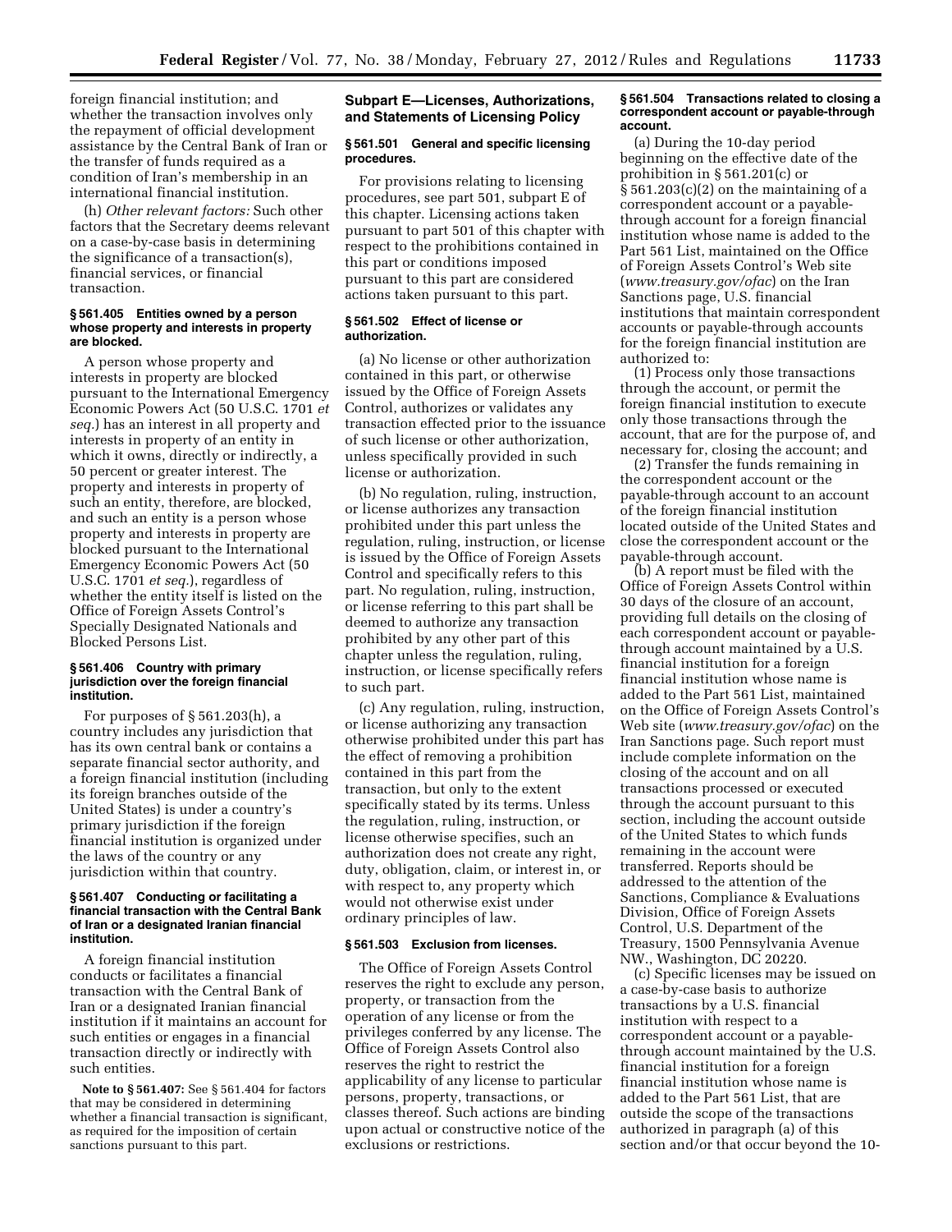foreign financial institution; and whether the transaction involves only the repayment of official development assistance by the Central Bank of Iran or the transfer of funds required as a condition of Iran's membership in an international financial institution.

(h) *Other relevant factors:* Such other factors that the Secretary deems relevant on a case-by-case basis in determining the significance of a transaction(s), financial services, or financial transaction.

#### § 561.405 Entities owned by a person whose property and interests in property are blocked.

A person whose property and interests in property are blocked pursuant to the International Emergency Economic Powers Act (50 U.S.C. 1701 *et seq.*) has an interest in all property and interests in property of an entity in which it owns, directly or indirectly, a 50 percent or greater interest. The property and interests in property of such an entity, therefore, are blocked, and such an entity is a person whose property and interests in property are blocked pursuant to the International Emergency Economic Powers Act (50 U.S.C. 1701 *et seq.*), regardless of whether the entity itself is listed on the Office of Foreign Assets Control's Specially Designated Nationals and Blocked Persons List.

#### § 561.406 Country with primary jurisdiction over the foreign financial institution.

For purposes of § 561.203(h), a country includes any jurisdiction that has its own central bank or contains a separate financial sector authority, and a foreign financial institution (including its foreign branches outside of the United States) is under a country's primary jurisdiction if the foreign financial institution is organized under the laws of the country or any jurisdiction within that country.

#### § 561.407 Conducting or facilitating a financial transaction with the Central Bank of Iran or a designated Iranian financial institution.

A foreign financial institution conducts or facilitates a financial transaction with the Central Bank of Iran or a designated Iranian financial institution if it maintains an account for such entities or engages in a financial transaction directly or indirectly with such entities.

**Note to § 561.407:** See § 561.404 for factors that may be considered in determining whether a financial transaction is significant, as required for the imposition of certain sanctions pursuant to this part.

### Subpart E—Licenses, Authorizations, and Statements of Licensing Policy

#### § 561.501 General and specific licensing procedures.

For provisions relating to licensing procedures, see part 501, subpart E of this chapter. Licensing actions taken pursuant to part 501 of this chapter with respect to the prohibitions contained in this part or conditions imposed pursuant to this part are considered actions taken pursuant to this part.

#### § 561.502 Effect of license or authorization.

(a) No license or other authorization contained in this part, or otherwise issued by the Office of Foreign Assets Control, authorizes or validates any transaction effected prior to the issuance of such license or other authorization, unless specifically provided in such license or authorization.

(b) No regulation, ruling, instruction, or license authorizes any transaction prohibited under this part unless the regulation, ruling, instruction, or license is issued by the Office of Foreign Assets Control and specifically refers to this part. No regulation, ruling, instruction, or license referring to this part shall be deemed to authorize any transaction prohibited by any other part of this chapter unless the regulation, ruling, instruction, or license specifically refers to such part.

(c) Any regulation, ruling, instruction, or license authorizing any transaction otherwise prohibited under this part has the effect of removing a prohibition contained in this part from the transaction, but only to the extent specifically stated by its terms. Unless the regulation, ruling, instruction, or license otherwise specifies, such an authorization does not create any right, duty, obligation, claim, or interest in, or with respect to, any property which would not otherwise exist under ordinary principles of law.

#### § 561.503 Exclusion from licenses.

The Office of Foreign Assets Control reserves the right to exclude any person, property, or transaction from the operation of any license or from the privileges conferred by any license. The Office of Foreign Assets Control also reserves the right to restrict the applicability of any license to particular persons, property, transactions, or classes thereof. Such actions are binding upon actual or constructive notice of the exclusions or restrictions.

#### § 561.504 Transactions related to closing a correspondent account or payable-through account.

(a) During the 10-day period beginning on the effective date of the prohibition in § 561.201(c) or § 561.203(c)(2) on the maintaining of a correspondent account or a payable-through account for a foreign financial institution whose name is added to the Part 561 List, maintained on the Office of Foreign Assets Control's Web site (*www.treasury.gov/ofac*) on the Iran Sanctions page, U.S. financial institutions that maintain correspondent accounts or payable-through accounts for the foreign financial institution are authorized to:

(1) Process only those transactions through the account, or permit the foreign financial institution to execute only those transactions through the account, that are for the purpose of, and necessary for, closing the account; and

(2) Transfer the funds remaining in the correspondent account or the payable-through account to an account of the foreign financial institution located outside of the United States and close the correspondent account or the payable-through account.

(b) A report must be filed with the Office of Foreign Assets Control within 30 days of the closure of an account, providing full details on the closing of each correspondent account or payable-through account maintained by a U.S. financial institution for a foreign financial institution whose name is added to the Part 561 List, maintained on the Office of Foreign Assets Control's Web site (*www.treasury.gov/ofac*) on the Iran Sanctions page. Such report must include complete information on the closing of the account and on all transactions processed or executed through the account pursuant to this section, including the account outside of the United States to which funds remaining in the account were transferred. Reports should be addressed to the attention of the Sanctions, Compliance & Evaluations Division, Office of Foreign Assets Control, U.S. Department of the Treasury, 1500 Pennsylvania Avenue NW., Washington, DC 20220.

(c) Specific licenses may be issued on a case-by-case basis to authorize transactions by a U.S. financial institution with respect to a correspondent account or a payable-through account maintained by the U.S. financial institution for a foreign financial institution whose name is added to the Part 561 List, that are outside the scope of the transactions authorized in paragraph (a) of this section and/or that occur beyond the 10-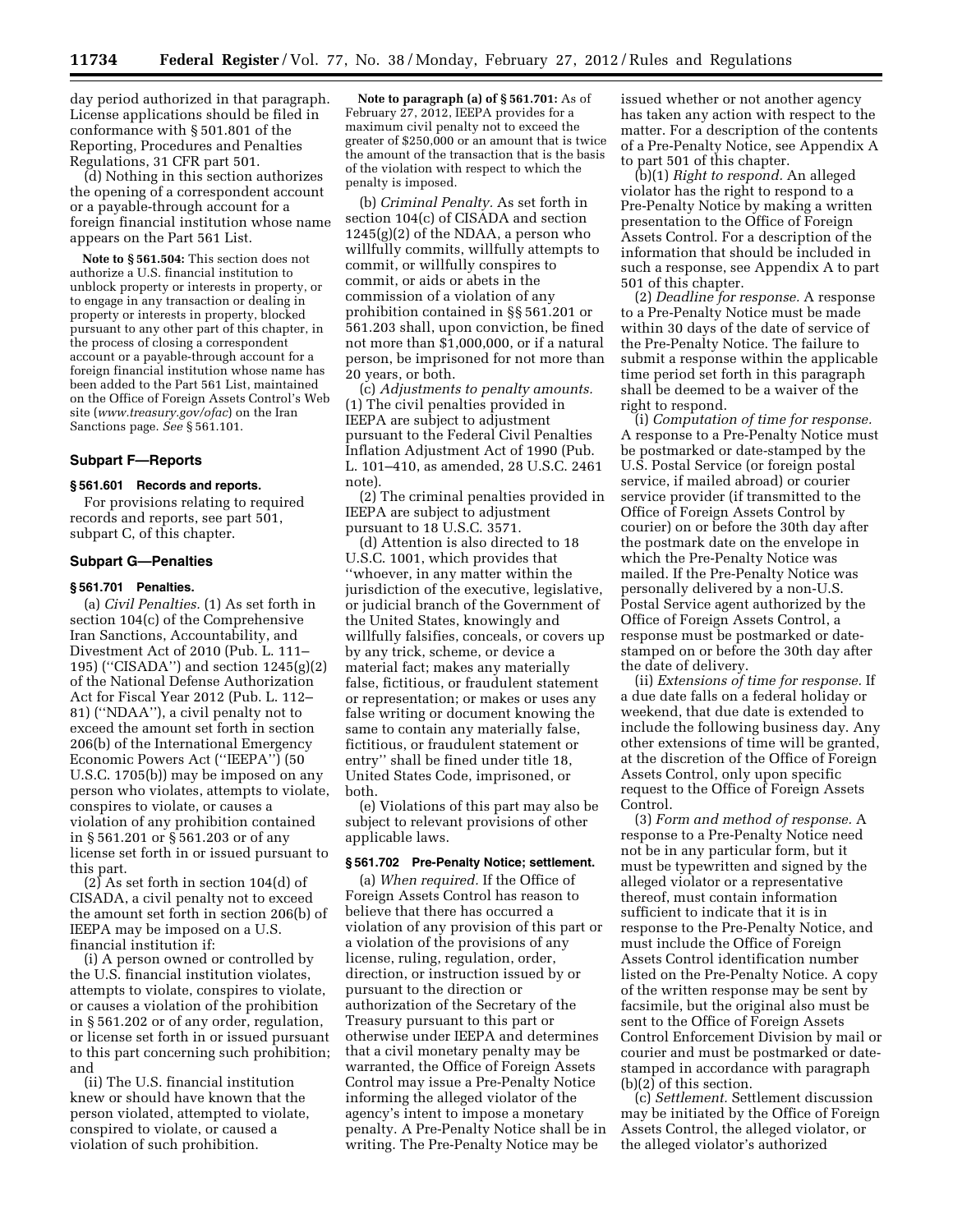day period authorized in that paragraph. License applications should be filed in conformance with § 501.801 of the Reporting, Procedures and Penalties Regulations, 31 CFR part 501.

(d) Nothing in this section authorizes the opening of a correspondent account or a payable-through account for a foreign financial institution whose name appears on the Part 561 List.

**Note to § 561.504:** This section does not authorize a U.S. financial institution to unblock property or interests in property, or to engage in any transaction or dealing in property or interests in property, blocked pursuant to any other part of this chapter, in the process of closing a correspondent account or a payable-through account for a foreign financial institution whose name has been added to the Part 561 List, maintained on the Office of Foreign Assets Control's Web site (*www.treasury.gov/ofac*) on the Iran Sanctions page. *See* § 561.101.

## Subpart F—Reports

### § 561.601 Records and reports.

For provisions relating to required records and reports, see part 501, subpart C, of this chapter.

## Subpart G—Penalties

### § 561.701 Penalties.

(a) *Civil Penalties.* (1) As set forth in section 104(c) of the Comprehensive Iran Sanctions, Accountability, and Divestment Act of 2010 (Pub. L. 111–195) (''CISADA'') and section 1245(g)(2) of the National Defense Authorization Act for Fiscal Year 2012 (Pub. L. 112–81) (''NDAA''), a civil penalty not to exceed the amount set forth in section 206(b) of the International Emergency Economic Powers Act (''IEEPA'') (50 U.S.C. 1705(b)) may be imposed on any person who violates, attempts to violate, conspires to violate, or causes a violation of any prohibition contained in § 561.201 or § 561.203 or of any license set forth in or issued pursuant to this part.

(2) As set forth in section 104(d) of CISADA, a civil penalty not to exceed the amount set forth in section 206(b) of IEEPA may be imposed on a U.S. financial institution if:

(i) A person owned or controlled by the U.S. financial institution violates, attempts to violate, conspires to violate, or causes a violation of the prohibition in § 561.202 or of any order, regulation, or license set forth in or issued pursuant to this part concerning such prohibition; and

(ii) The U.S. financial institution knew or should have known that the person violated, attempted to violate, conspired to violate, or caused a violation of such prohibition.

**Note to paragraph (a) of § 561.701:** As of February 27, 2012, IEEPA provides for a maximum civil penalty not to exceed the greater of $250,000 or an amount that is twice the amount of the transaction that is the basis of the violation with respect to which the penalty is imposed.

(b) *Criminal Penalty.* As set forth in section 104(c) of CISADA and section 1245(g)(2) of the NDAA, a person who willfully commits, willfully attempts to commit, or willfully conspires to commit, or aids or abets in the commission of a violation of any prohibition contained in §§ 561.201 or 561.203 shall, upon conviction, be fined not more than $1,000,000, or if a natural person, be imprisoned for not more than 20 years, or both.

(c) *Adjustments to penalty amounts.* (1) The civil penalties provided in IEEPA are subject to adjustment pursuant to the Federal Civil Penalties Inflation Adjustment Act of 1990 (Pub. L. 101–410, as amended, 28 U.S.C. 2461 note).

(2) The criminal penalties provided in IEEPA are subject to adjustment pursuant to 18 U.S.C. 3571.

(d) Attention is also directed to 18 U.S.C. 1001, which provides that ''whoever, in any matter within the jurisdiction of the executive, legislative, or judicial branch of the Government of the United States, knowingly and willfully falsifies, conceals, or covers up by any trick, scheme, or device a material fact; makes any materially false, fictitious, or fraudulent statement or representation; or makes or uses any false writing or document knowing the same to contain any materially false, fictitious, or fraudulent statement or entry'' shall be fined under title 18, United States Code, imprisoned, or both.

(e) Violations of this part may also be subject to relevant provisions of other applicable laws.

### § 561.702 Pre-Penalty Notice; settlement.

(a) *When required.* If the Office of Foreign Assets Control has reason to believe that there has occurred a violation of any provision of this part or a violation of the provisions of any license, ruling, regulation, order, direction, or instruction issued by or pursuant to the direction or authorization of the Secretary of the Treasury pursuant to this part or otherwise under IEEPA and determines that a civil monetary penalty may be warranted, the Office of Foreign Assets Control may issue a Pre-Penalty Notice informing the alleged violator of the agency's intent to impose a monetary penalty. A Pre-Penalty Notice shall be in writing. The Pre-Penalty Notice may be issued whether or not another agency has taken any action with respect to the matter. For a description of the contents of a Pre-Penalty Notice, see Appendix A to part 501 of this chapter.

(b)(1) *Right to respond.* An alleged violator has the right to respond to a Pre-Penalty Notice by making a written presentation to the Office of Foreign Assets Control. For a description of the information that should be included in such a response, see Appendix A to part 501 of this chapter.

(2) *Deadline for response.* A response to a Pre-Penalty Notice must be made within 30 days of the date of service of the Pre-Penalty Notice. The failure to submit a response within the applicable time period set forth in this paragraph shall be deemed to be a waiver of the right to respond.

(i) *Computation of time for response.* A response to a Pre-Penalty Notice must be postmarked or date-stamped by the U.S. Postal Service (or foreign postal service, if mailed abroad) or courier service provider (if transmitted to the Office of Foreign Assets Control by courier) on or before the 30th day after the postmark date on the envelope in which the Pre-Penalty Notice was mailed. If the Pre-Penalty Notice was personally delivered by a non-U.S. Postal Service agent authorized by the Office of Foreign Assets Control, a response must be postmarked or date-stamped on or before the 30th day after the date of delivery.

(ii) *Extensions of time for response.* If a due date falls on a federal holiday or weekend, that due date is extended to include the following business day. Any other extensions of time will be granted, at the discretion of the Office of Foreign Assets Control, only upon specific request to the Office of Foreign Assets Control.

(3) *Form and method of response.* A response to a Pre-Penalty Notice need not be in any particular form, but it must be typewritten and signed by the alleged violator or a representative thereof, must contain information sufficient to indicate that it is in response to the Pre-Penalty Notice, and must include the Office of Foreign Assets Control identification number listed on the Pre-Penalty Notice. A copy of the written response may be sent by facsimile, but the original also must be sent to the Office of Foreign Assets Control Enforcement Division by mail or courier and must be postmarked or date-stamped in accordance with paragraph (b)(2) of this section.

(c) *Settlement.* Settlement discussion may be initiated by the Office of Foreign Assets Control, the alleged violator, or the alleged violator's authorized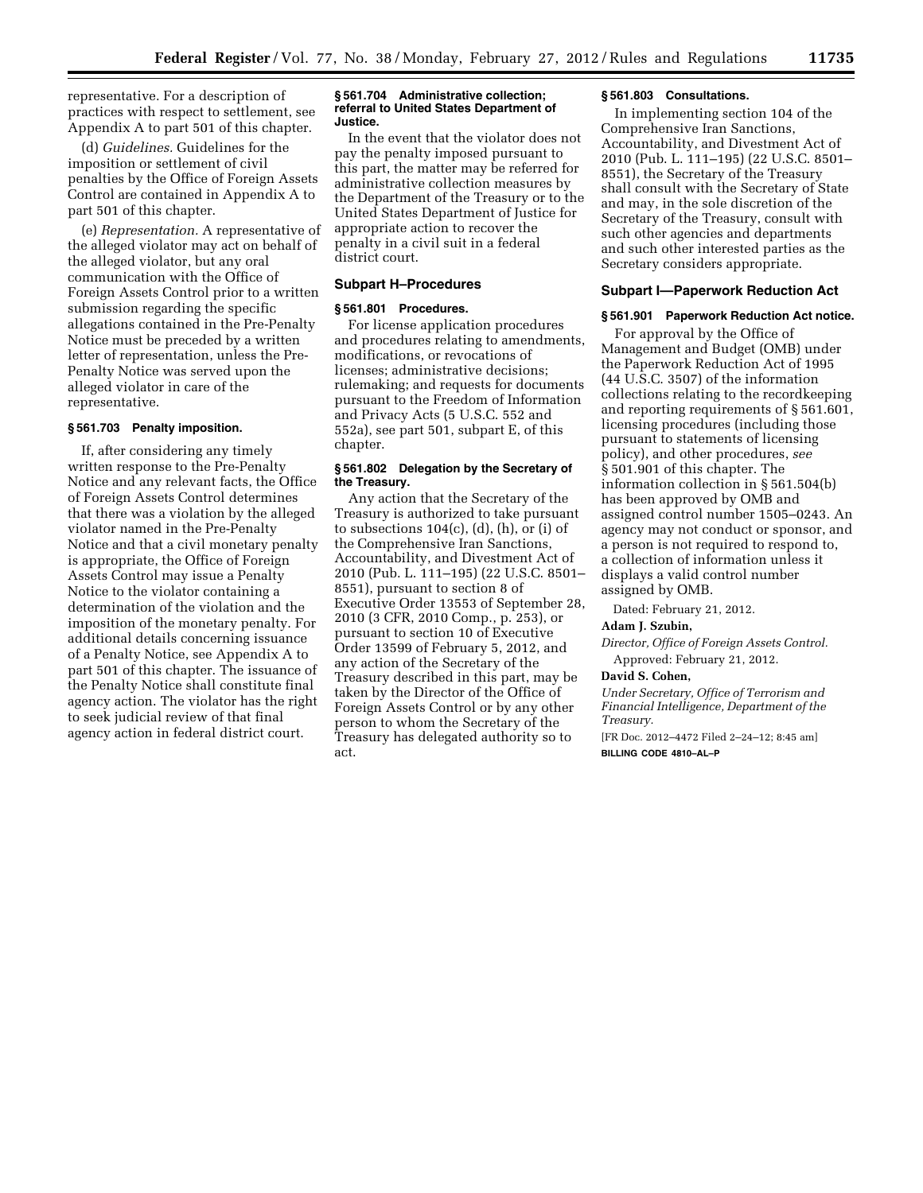representative. For a description of practices with respect to settlement, see Appendix A to part 501 of this chapter.

(d) *Guidelines.* Guidelines for the imposition or settlement of civil penalties by the Office of Foreign Assets Control are contained in Appendix A to part 501 of this chapter.

(e) *Representation.* A representative of the alleged violator may act on behalf of the alleged violator, but any oral communication with the Office of Foreign Assets Control prior to a written submission regarding the specific allegations contained in the Pre-Penalty Notice must be preceded by a written letter of representation, unless the Pre-Penalty Notice was served upon the alleged violator in care of the representative.

#### § 561.703 Penalty imposition.

If, after considering any timely written response to the Pre-Penalty Notice and any relevant facts, the Office of Foreign Assets Control determines that there was a violation by the alleged violator named in the Pre-Penalty Notice and that a civil monetary penalty is appropriate, the Office of Foreign Assets Control may issue a Penalty Notice to the violator containing a determination of the violation and the imposition of the monetary penalty. For additional details concerning issuance of a Penalty Notice, see Appendix A to part 501 of this chapter. The issuance of the Penalty Notice shall constitute final agency action. The violator has the right to seek judicial review of that final agency action in federal district court.

#### § 561.704 Administrative collection; referral to United States Department of Justice.

In the event that the violator does not pay the penalty imposed pursuant to this part, the matter may be referred for administrative collection measures by the Department of the Treasury or to the United States Department of Justice for appropriate action to recover the penalty in a civil suit in a federal district court.

### Subpart H–Procedures

#### § 561.801 Procedures.

For license application procedures and procedures relating to amendments, modifications, or revocations of licenses; administrative decisions; rulemaking; and requests for documents pursuant to the Freedom of Information and Privacy Acts (5 U.S.C. 552 and 552a), see part 501, subpart E, of this chapter.

#### § 561.802 Delegation by the Secretary of the Treasury.

Any action that the Secretary of the Treasury is authorized to take pursuant to subsections 104(c), (d), (h), or (i) of the Comprehensive Iran Sanctions, Accountability, and Divestment Act of 2010 (Pub. L. 111–195) (22 U.S.C. 8501–8551), pursuant to section 8 of Executive Order 13553 of September 28, 2010 (3 CFR, 2010 Comp., p. 253), or pursuant to section 10 of Executive Order 13599 of February 5, 2012, and any action of the Secretary of the Treasury described in this part, may be taken by the Director of the Office of Foreign Assets Control or by any other person to whom the Secretary of the Treasury has delegated authority so to act.

#### § 561.803 Consultations.

In implementing section 104 of the Comprehensive Iran Sanctions, Accountability, and Divestment Act of 2010 (Pub. L. 111–195) (22 U.S.C. 8501–8551), the Secretary of the Treasury shall consult with the Secretary of State and may, in the sole discretion of the Secretary of the Treasury, consult with such other agencies and departments and such other interested parties as the Secretary considers appropriate.

### Subpart I—Paperwork Reduction Act

#### § 561.901 Paperwork Reduction Act notice.

For approval by the Office of Management and Budget (OMB) under the Paperwork Reduction Act of 1995 (44 U.S.C. 3507) of the information collections relating to the recordkeeping and reporting requirements of § 561.601, licensing procedures (including those pursuant to statements of licensing policy), and other procedures, *see* § 501.901 of this chapter. The information collection in § 561.504(b) has been approved by OMB and assigned control number 1505–0243. An agency may not conduct or sponsor, and a person is not required to respond to, a collection of information unless it displays a valid control number assigned by OMB.

Dated: February 21, 2012.

**Adam J. Szubin,**

*Director, Office of Foreign Assets Control.*

Approved: February 21, 2012.

**David S. Cohen,**

*Under Secretary, Office of Terrorism and Financial Intelligence, Department of the Treasury.*

[FR Doc. 2012–4472 Filed 2–24–12; 8:45 am]

**BILLING CODE 4810–AL–P**